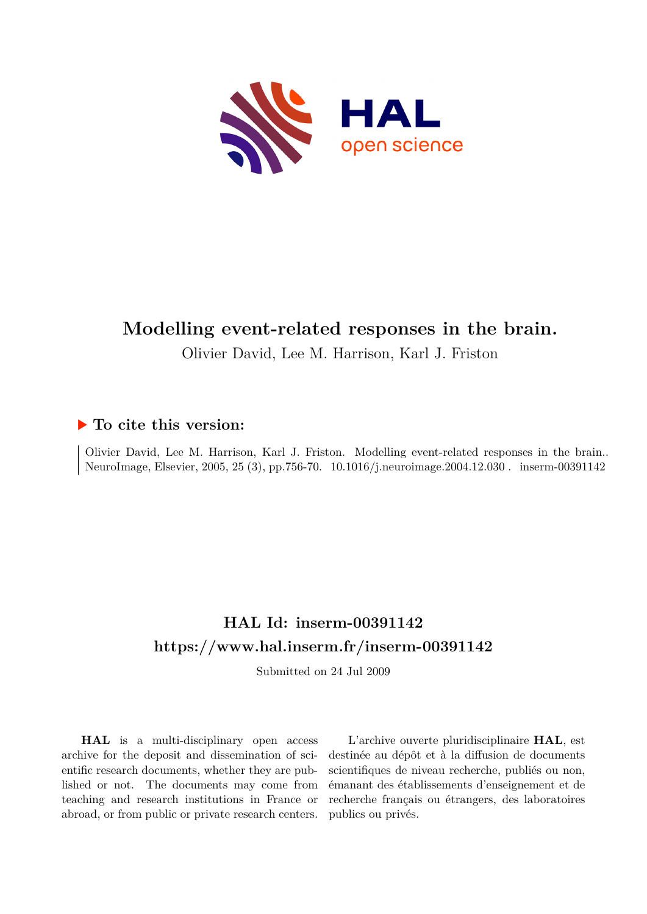# Modelling event-related responses in the brain.

Olivier David, Lee M. Harrison, Karl J. Friston

## ▶ To cite this version:

Olivier David, Lee M. Harrison, Karl J. Friston. Modelling event-related responses in the brain.. NeuroImage, Elsevier, 2005, 25 (3), pp.756-70. 10.1016/j.neuroimage.2004.12.030 . inserm-00391142

## HAL Id: inserm-00391142
## https://www.hal.inserm.fr/inserm-00391142

Submitted on 24 Jul 2009

**HAL** is a multi-disciplinary open access archive for the deposit and dissemination of scientific research documents, whether they are published or not. The documents may come from teaching and research institutions in France or abroad, or from public or private research centers.

L'archive ouverte pluridisciplinaire **HAL**, est destinée au dépôt et à la diffusion de documents scientifiques de niveau recherche, publiés ou non, émanant des établissements d'enseignement et de recherche français ou étrangers, des laboratoires publics ou privés.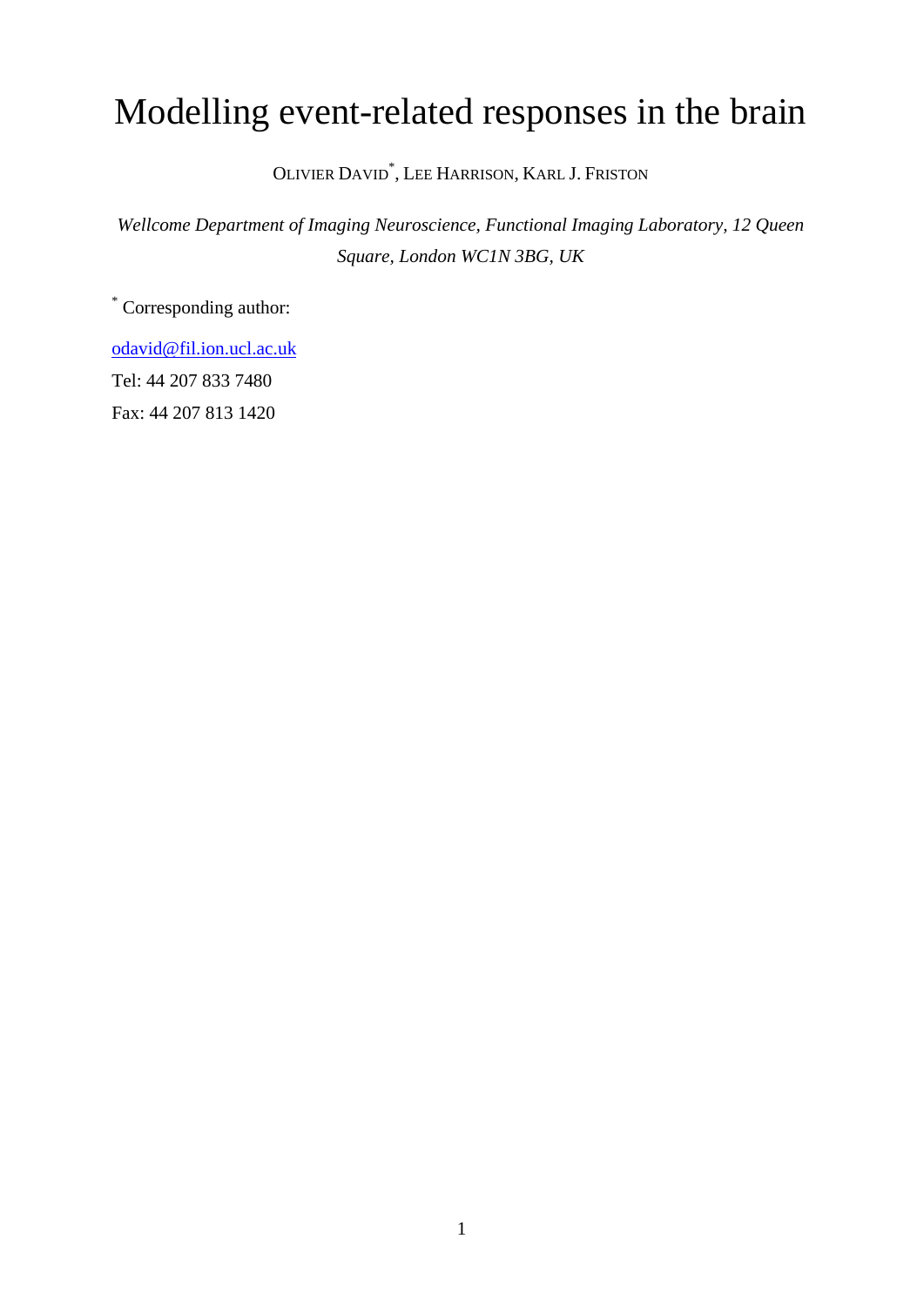# Modelling event-related responses in the brain

OLIVIER DAVID[*], LEE HARRISON, KARL J. FRISTON

*Wellcome Department of Imaging Neuroscience, Functional Imaging Laboratory, 12 Queen Square, London WC1N 3BG, UK*

[*] Corresponding author:

odavid@fil.ion.ucl.ac.uk

Tel: 44 207 833 7480

Fax: 44 207 813 1420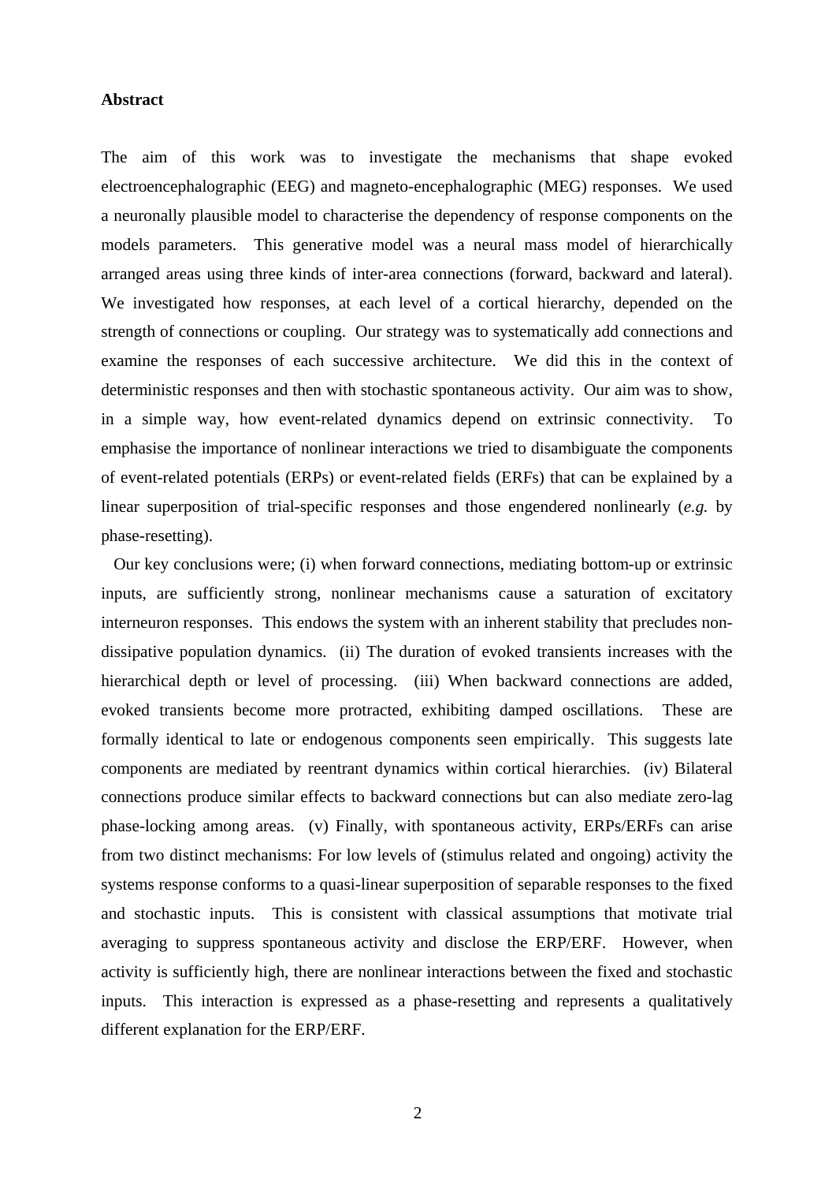**Abstract**

The aim of this work was to investigate the mechanisms that shape evoked electroencephalographic (EEG) and magneto-encephalographic (MEG) responses. We used a neuronally plausible model to characterise the dependency of response components on the models parameters. This generative model was a neural mass model of hierarchically arranged areas using three kinds of inter-area connections (forward, backward and lateral). We investigated how responses, at each level of a cortical hierarchy, depended on the strength of connections or coupling. Our strategy was to systematically add connections and examine the responses of each successive architecture. We did this in the context of deterministic responses and then with stochastic spontaneous activity. Our aim was to show, in a simple way, how event-related dynamics depend on extrinsic connectivity. To emphasise the importance of nonlinear interactions we tried to disambiguate the components of event-related potentials (ERPs) or event-related fields (ERFs) that can be explained by a linear superposition of trial-specific responses and those engendered nonlinearly (*e.g.* by phase-resetting).

Our key conclusions were; (i) when forward connections, mediating bottom-up or extrinsic inputs, are sufficiently strong, nonlinear mechanisms cause a saturation of excitatory interneuron responses. This endows the system with an inherent stability that precludes non-dissipative population dynamics. (ii) The duration of evoked transients increases with the hierarchical depth or level of processing. (iii) When backward connections are added, evoked transients become more protracted, exhibiting damped oscillations. These are formally identical to late or endogenous components seen empirically. This suggests late components are mediated by reentrant dynamics within cortical hierarchies. (iv) Bilateral connections produce similar effects to backward connections but can also mediate zero-lag phase-locking among areas. (v) Finally, with spontaneous activity, ERPs/ERFs can arise from two distinct mechanisms: For low levels of (stimulus related and ongoing) activity the systems response conforms to a quasi-linear superposition of separable responses to the fixed and stochastic inputs. This is consistent with classical assumptions that motivate trial averaging to suppress spontaneous activity and disclose the ERP/ERF. However, when activity is sufficiently high, there are nonlinear interactions between the fixed and stochastic inputs. This interaction is expressed as a phase-resetting and represents a qualitatively different explanation for the ERP/ERF.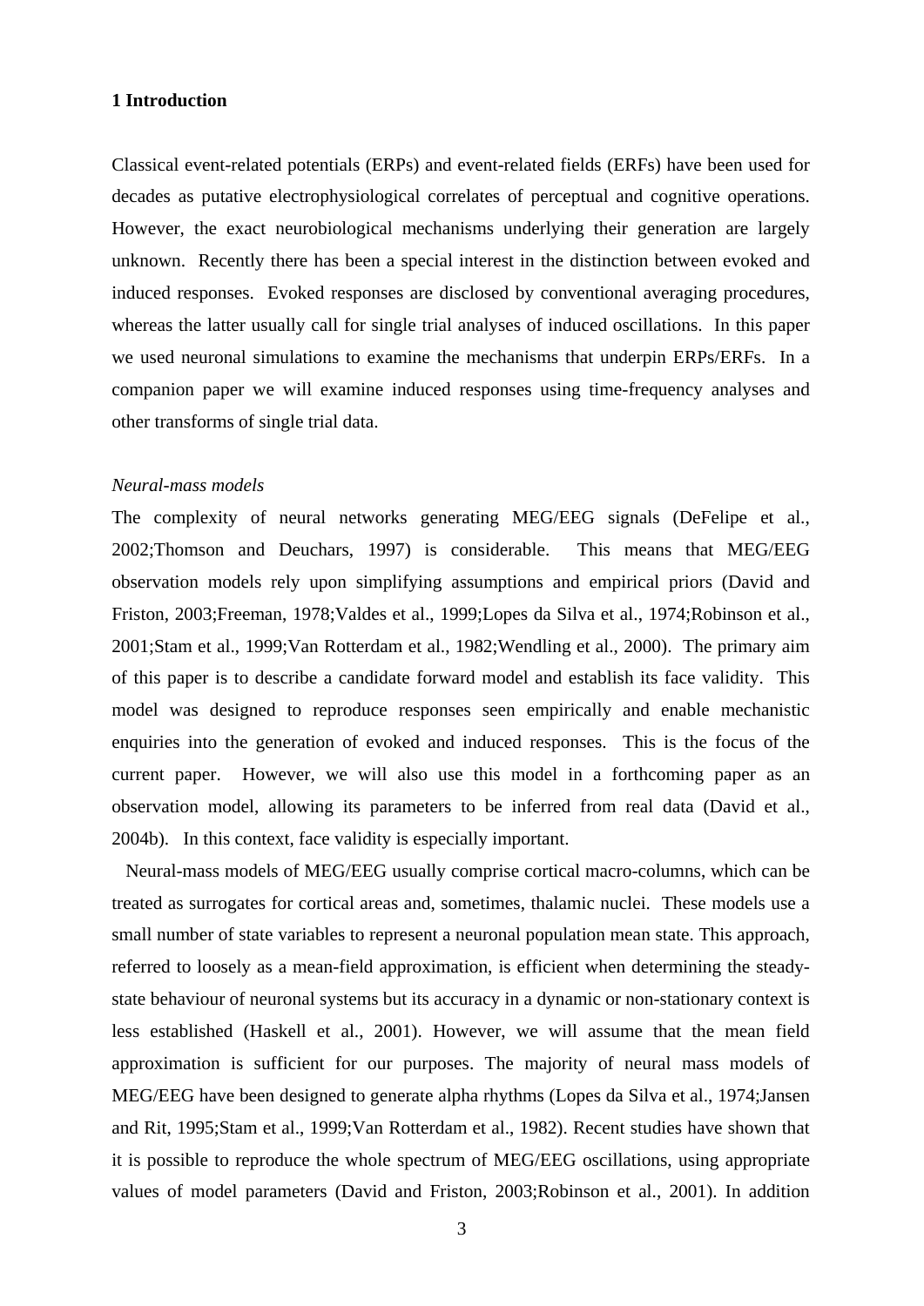## 1 Introduction

Classical event-related potentials (ERPs) and event-related fields (ERFs) have been used for decades as putative electrophysiological correlates of perceptual and cognitive operations. However, the exact neurobiological mechanisms underlying their generation are largely unknown. Recently there has been a special interest in the distinction between evoked and induced responses. Evoked responses are disclosed by conventional averaging procedures, whereas the latter usually call for single trial analyses of induced oscillations. In this paper we used neuronal simulations to examine the mechanisms that underpin ERPs/ERFs. In a companion paper we will examine induced responses using time-frequency analyses and other transforms of single trial data.

*Neural-mass models*

The complexity of neural networks generating MEG/EEG signals (DeFelipe et al., 2002;Thomson and Deuchars, 1997) is considerable. This means that MEG/EEG observation models rely upon simplifying assumptions and empirical priors (David and Friston, 2003;Freeman, 1978;Valdes et al., 1999;Lopes da Silva et al., 1974;Robinson et al., 2001;Stam et al., 1999;Van Rotterdam et al., 1982;Wendling et al., 2000). The primary aim of this paper is to describe a candidate forward model and establish its face validity. This model was designed to reproduce responses seen empirically and enable mechanistic enquiries into the generation of evoked and induced responses. This is the focus of the current paper. However, we will also use this model in a forthcoming paper as an observation model, allowing its parameters to be inferred from real data (David et al., 2004b). In this context, face validity is especially important.

Neural-mass models of MEG/EEG usually comprise cortical macro-columns, which can be treated as surrogates for cortical areas and, sometimes, thalamic nuclei. These models use a small number of state variables to represent a neuronal population mean state. This approach, referred to loosely as a mean-field approximation, is efficient when determining the steady-state behaviour of neuronal systems but its accuracy in a dynamic or non-stationary context is less established (Haskell et al., 2001). However, we will assume that the mean field approximation is sufficient for our purposes. The majority of neural mass models of MEG/EEG have been designed to generate alpha rhythms (Lopes da Silva et al., 1974;Jansen and Rit, 1995;Stam et al., 1999;Van Rotterdam et al., 1982). Recent studies have shown that it is possible to reproduce the whole spectrum of MEG/EEG oscillations, using appropriate values of model parameters (David and Friston, 2003;Robinson et al., 2001). In addition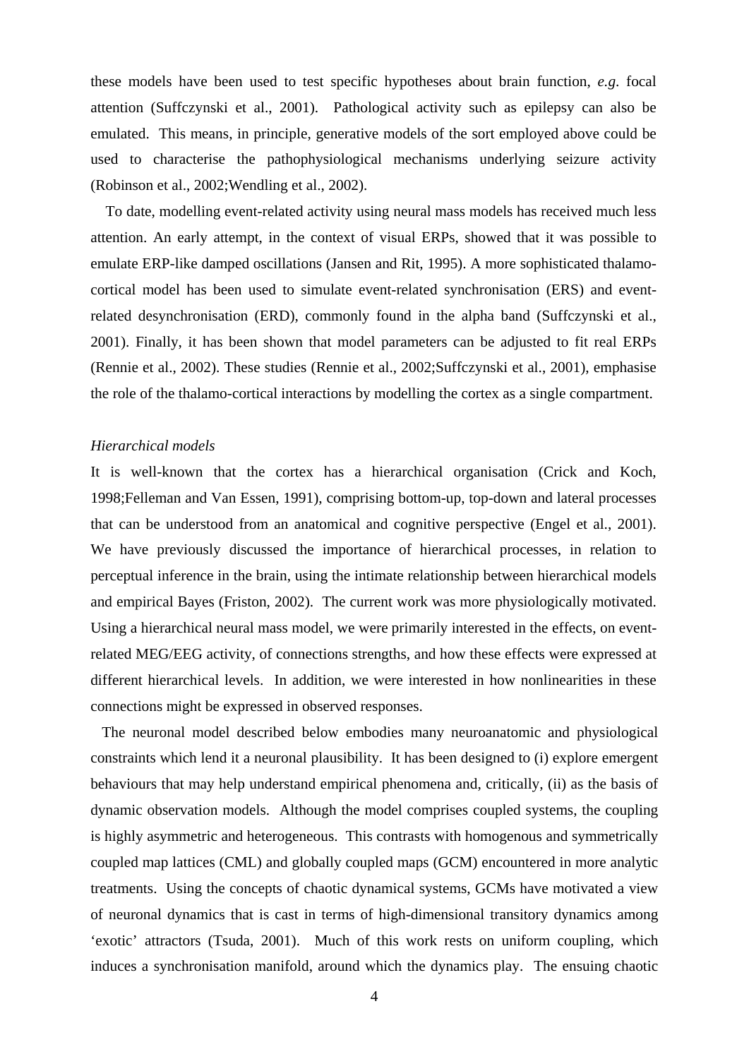these models have been used to test specific hypotheses about brain function, *e.g.* focal attention (Suffczynski et al., 2001). Pathological activity such as epilepsy can also be emulated. This means, in principle, generative models of the sort employed above could be used to characterise the pathophysiological mechanisms underlying seizure activity (Robinson et al., 2002;Wendling et al., 2002).

To date, modelling event-related activity using neural mass models has received much less attention. An early attempt, in the context of visual ERPs, showed that it was possible to emulate ERP-like damped oscillations (Jansen and Rit, 1995). A more sophisticated thalamo-cortical model has been used to simulate event-related synchronisation (ERS) and event-related desynchronisation (ERD), commonly found in the alpha band (Suffczynski et al., 2001). Finally, it has been shown that model parameters can be adjusted to fit real ERPs (Rennie et al., 2002). These studies (Rennie et al., 2002;Suffczynski et al., 2001), emphasise the role of the thalamo-cortical interactions by modelling the cortex as a single compartment.

*Hierarchical models*

It is well-known that the cortex has a hierarchical organisation (Crick and Koch, 1998;Felleman and Van Essen, 1991), comprising bottom-up, top-down and lateral processes that can be understood from an anatomical and cognitive perspective (Engel et al., 2001). We have previously discussed the importance of hierarchical processes, in relation to perceptual inference in the brain, using the intimate relationship between hierarchical models and empirical Bayes (Friston, 2002). The current work was more physiologically motivated. Using a hierarchical neural mass model, we were primarily interested in the effects, on event-related MEG/EEG activity, of connections strengths, and how these effects were expressed at different hierarchical levels. In addition, we were interested in how nonlinearities in these connections might be expressed in observed responses.

The neuronal model described below embodies many neuroanatomic and physiological constraints which lend it a neuronal plausibility. It has been designed to (i) explore emergent behaviours that may help understand empirical phenomena and, critically, (ii) as the basis of dynamic observation models. Although the model comprises coupled systems, the coupling is highly asymmetric and heterogeneous. This contrasts with homogenous and symmetrically coupled map lattices (CML) and globally coupled maps (GCM) encountered in more analytic treatments. Using the concepts of chaotic dynamical systems, GCMs have motivated a view of neuronal dynamics that is cast in terms of high-dimensional transitory dynamics among 'exotic' attractors (Tsuda, 2001). Much of this work rests on uniform coupling, which induces a synchronisation manifold, around which the dynamics play. The ensuing chaotic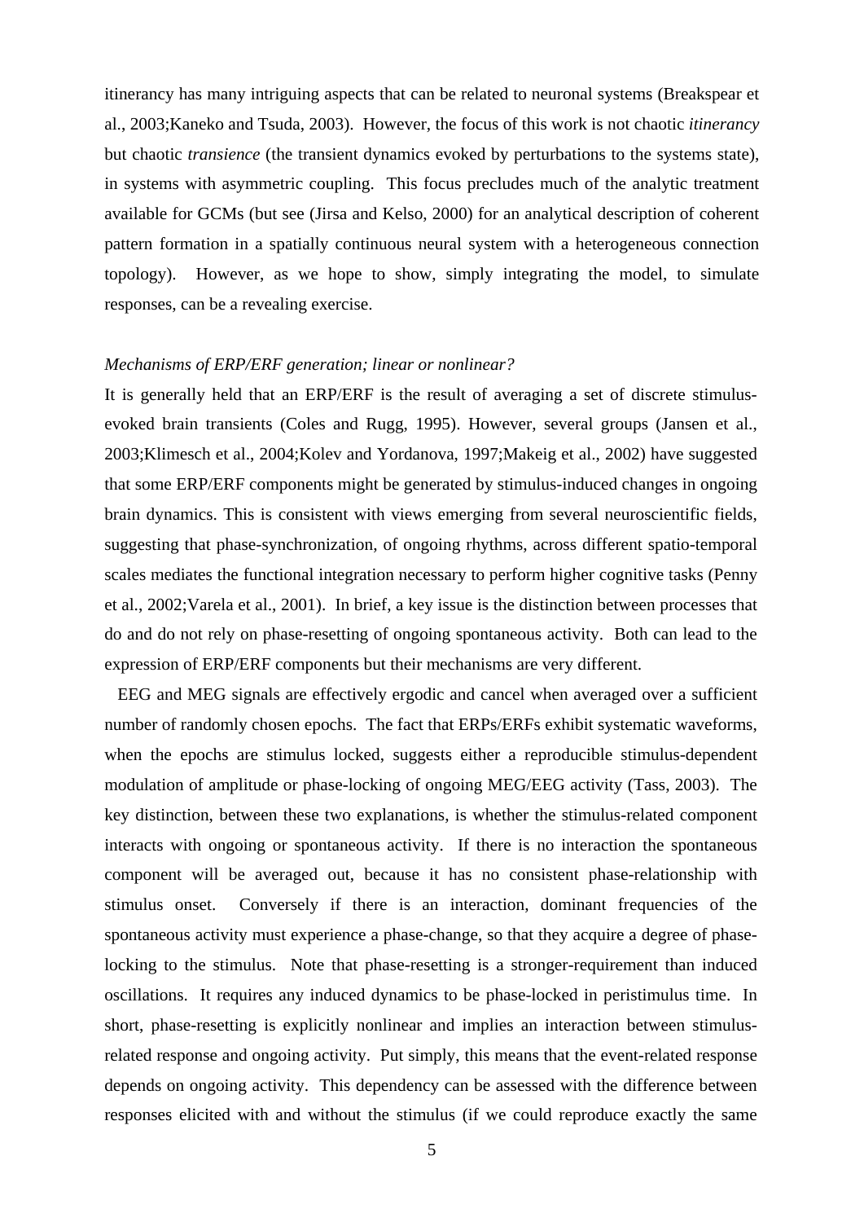itinerancy has many intriguing aspects that can be related to neuronal systems (Breakspear et al., 2003;Kaneko and Tsuda, 2003). However, the focus of this work is not chaotic *itinerancy* but chaotic *transience* (the transient dynamics evoked by perturbations to the systems state), in systems with asymmetric coupling. This focus precludes much of the analytic treatment available for GCMs (but see (Jirsa and Kelso, 2000) for an analytical description of coherent pattern formation in a spatially continuous neural system with a heterogeneous connection topology). However, as we hope to show, simply integrating the model, to simulate responses, can be a revealing exercise.

*Mechanisms of ERP/ERF generation; linear or nonlinear?*

It is generally held that an ERP/ERF is the result of averaging a set of discrete stimulus-evoked brain transients (Coles and Rugg, 1995). However, several groups (Jansen et al., 2003;Klimesch et al., 2004;Kolev and Yordanova, 1997;Makeig et al., 2002) have suggested that some ERP/ERF components might be generated by stimulus-induced changes in ongoing brain dynamics. This is consistent with views emerging from several neuroscientific fields, suggesting that phase-synchronization, of ongoing rhythms, across different spatio-temporal scales mediates the functional integration necessary to perform higher cognitive tasks (Penny et al., 2002;Varela et al., 2001). In brief, a key issue is the distinction between processes that do and do not rely on phase-resetting of ongoing spontaneous activity. Both can lead to the expression of ERP/ERF components but their mechanisms are very different.

EEG and MEG signals are effectively ergodic and cancel when averaged over a sufficient number of randomly chosen epochs. The fact that ERPs/ERFs exhibit systematic waveforms, when the epochs are stimulus locked, suggests either a reproducible stimulus-dependent modulation of amplitude or phase-locking of ongoing MEG/EEG activity (Tass, 2003). The key distinction, between these two explanations, is whether the stimulus-related component interacts with ongoing or spontaneous activity. If there is no interaction the spontaneous component will be averaged out, because it has no consistent phase-relationship with stimulus onset. Conversely if there is an interaction, dominant frequencies of the spontaneous activity must experience a phase-change, so that they acquire a degree of phase-locking to the stimulus. Note that phase-resetting is a stronger-requirement than induced oscillations. It requires any induced dynamics to be phase-locked in peristimulus time. In short, phase-resetting is explicitly nonlinear and implies an interaction between stimulus-related response and ongoing activity. Put simply, this means that the event-related response depends on ongoing activity. This dependency can be assessed with the difference between responses elicited with and without the stimulus (if we could reproduce exactly the same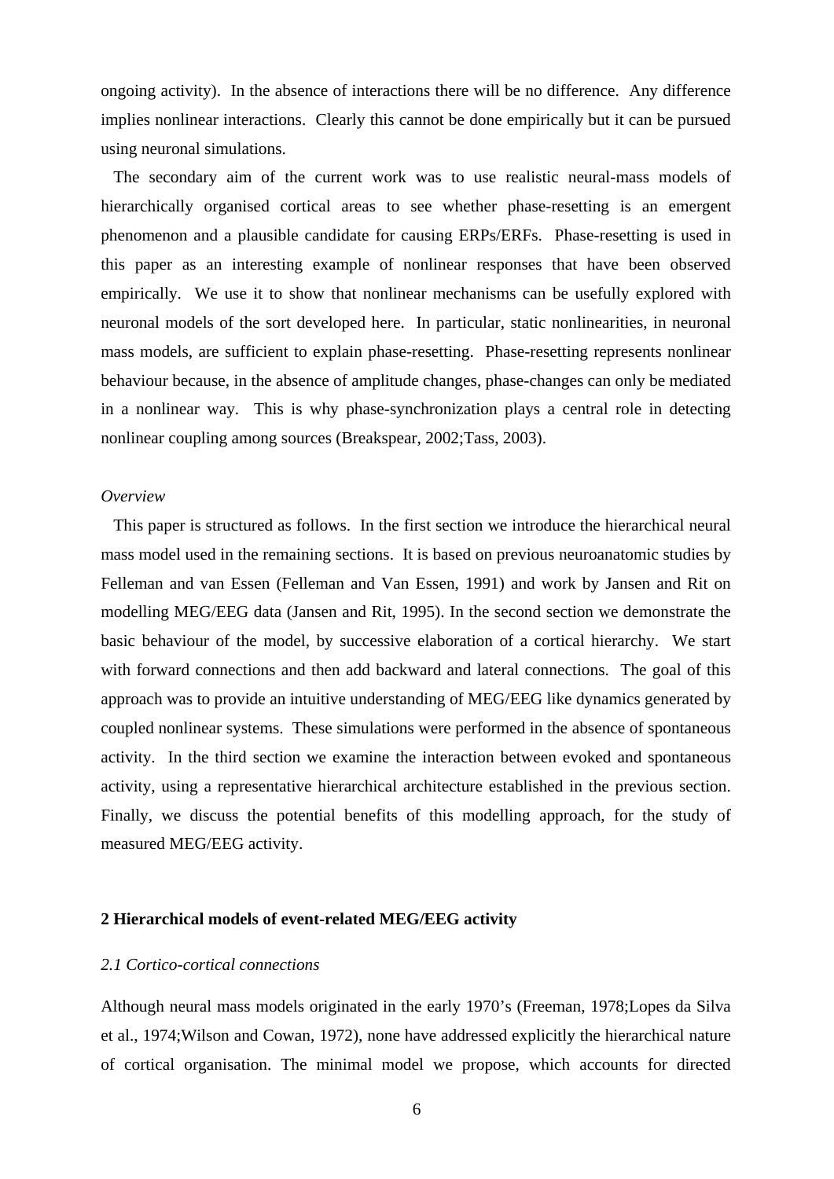ongoing activity). In the absence of interactions there will be no difference. Any difference implies nonlinear interactions. Clearly this cannot be done empirically but it can be pursued using neuronal simulations.

The secondary aim of the current work was to use realistic neural-mass models of hierarchically organised cortical areas to see whether phase-resetting is an emergent phenomenon and a plausible candidate for causing ERPs/ERFs. Phase-resetting is used in this paper as an interesting example of nonlinear responses that have been observed empirically. We use it to show that nonlinear mechanisms can be usefully explored with neuronal models of the sort developed here. In particular, static nonlinearities, in neuronal mass models, are sufficient to explain phase-resetting. Phase-resetting represents nonlinear behaviour because, in the absence of amplitude changes, phase-changes can only be mediated in a nonlinear way. This is why phase-synchronization plays a central role in detecting nonlinear coupling among sources (Breakspear, 2002;Tass, 2003).

*Overview*

This paper is structured as follows. In the first section we introduce the hierarchical neural mass model used in the remaining sections. It is based on previous neuroanatomic studies by Felleman and van Essen (Felleman and Van Essen, 1991) and work by Jansen and Rit on modelling MEG/EEG data (Jansen and Rit, 1995). In the second section we demonstrate the basic behaviour of the model, by successive elaboration of a cortical hierarchy. We start with forward connections and then add backward and lateral connections. The goal of this approach was to provide an intuitive understanding of MEG/EEG like dynamics generated by coupled nonlinear systems. These simulations were performed in the absence of spontaneous activity. In the third section we examine the interaction between evoked and spontaneous activity, using a representative hierarchical architecture established in the previous section. Finally, we discuss the potential benefits of this modelling approach, for the study of measured MEG/EEG activity.

## 2 Hierarchical models of event-related MEG/EEG activity

### *2.1 Cortico-cortical connections*

Although neural mass models originated in the early 1970's (Freeman, 1978;Lopes da Silva et al., 1974;Wilson and Cowan, 1972), none have addressed explicitly the hierarchical nature of cortical organisation. The minimal model we propose, which accounts for directed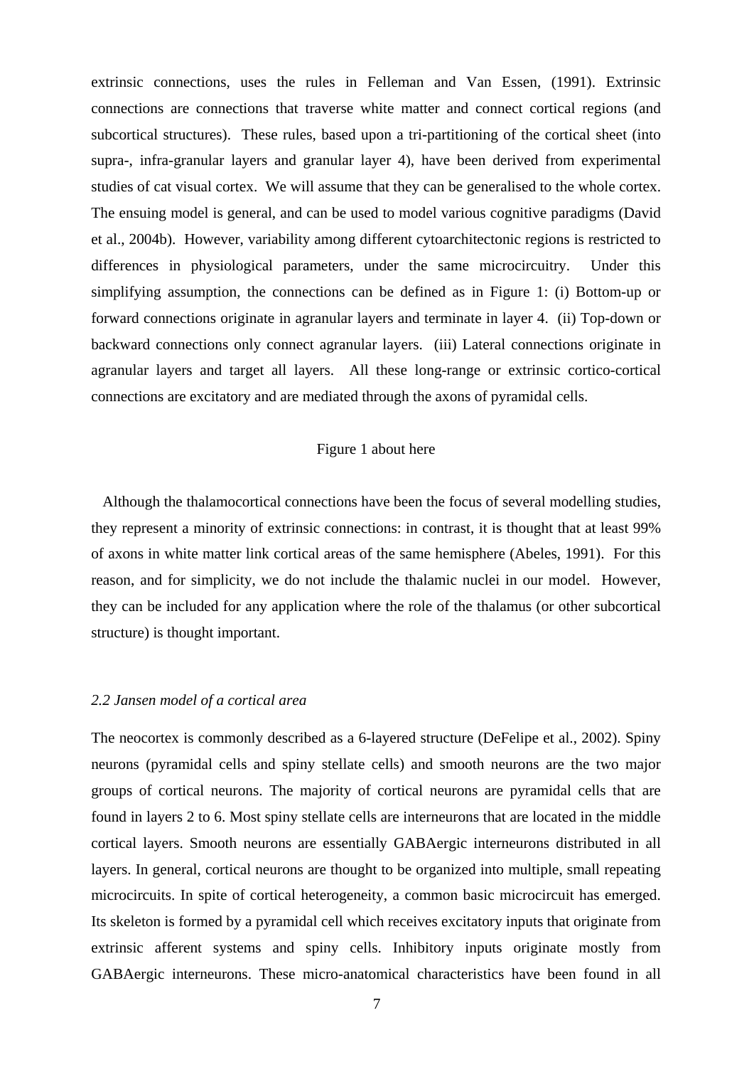extrinsic connections, uses the rules in Felleman and Van Essen, (1991). Extrinsic connections are connections that traverse white matter and connect cortical regions (and subcortical structures). These rules, based upon a tri-partitioning of the cortical sheet (into supra-, infra-granular layers and granular layer 4), have been derived from experimental studies of cat visual cortex. We will assume that they can be generalised to the whole cortex. The ensuing model is general, and can be used to model various cognitive paradigms (David et al., 2004b). However, variability among different cytoarchitectonic regions is restricted to differences in physiological parameters, under the same microcircuitry. Under this simplifying assumption, the connections can be defined as in Figure 1: (i) Bottom-up or forward connections originate in agranular layers and terminate in layer 4. (ii) Top-down or backward connections only connect agranular layers. (iii) Lateral connections originate in agranular layers and target all layers. All these long-range or extrinsic cortico-cortical connections are excitatory and are mediated through the axons of pyramidal cells.

Figure 1 about here

Although the thalamocortical connections have been the focus of several modelling studies, they represent a minority of extrinsic connections: in contrast, it is thought that at least 99% of axons in white matter link cortical areas of the same hemisphere (Abeles, 1991). For this reason, and for simplicity, we do not include the thalamic nuclei in our model. However, they can be included for any application where the role of the thalamus (or other subcortical structure) is thought important.

### *2.2 Jansen model of a cortical area*

The neocortex is commonly described as a 6-layered structure (DeFelipe et al., 2002). Spiny neurons (pyramidal cells and spiny stellate cells) and smooth neurons are the two major groups of cortical neurons. The majority of cortical neurons are pyramidal cells that are found in layers 2 to 6. Most spiny stellate cells are interneurons that are located in the middle cortical layers. Smooth neurons are essentially GABAergic interneurons distributed in all layers. In general, cortical neurons are thought to be organized into multiple, small repeating microcircuits. In spite of cortical heterogeneity, a common basic microcircuit has emerged. Its skeleton is formed by a pyramidal cell which receives excitatory inputs that originate from extrinsic afferent systems and spiny cells. Inhibitory inputs originate mostly from GABAergic interneurons. These micro-anatomical characteristics have been found in all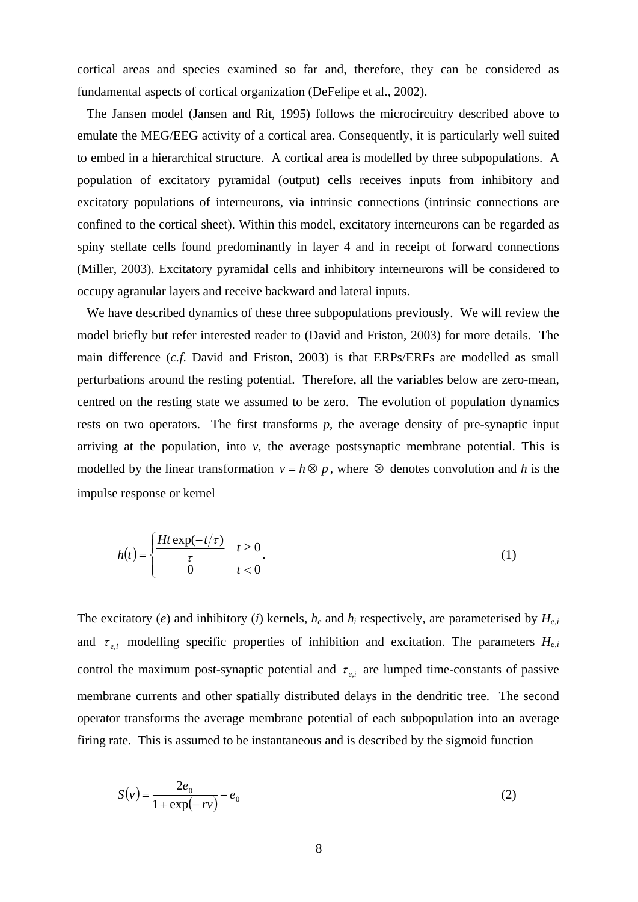cortical areas and species examined so far and, therefore, they can be considered as fundamental aspects of cortical organization (DeFelipe et al., 2002).

The Jansen model (Jansen and Rit, 1995) follows the microcircuitry described above to emulate the MEG/EEG activity of a cortical area. Consequently, it is particularly well suited to embed in a hierarchical structure. A cortical area is modelled by three subpopulations. A population of excitatory pyramidal (output) cells receives inputs from inhibitory and excitatory populations of interneurons, via intrinsic connections (intrinsic connections are confined to the cortical sheet). Within this model, excitatory interneurons can be regarded as spiny stellate cells found predominantly in layer 4 and in receipt of forward connections (Miller, 2003). Excitatory pyramidal cells and inhibitory interneurons will be considered to occupy agranular layers and receive backward and lateral inputs.

We have described dynamics of these three subpopulations previously. We will review the model briefly but refer interested reader to (David and Friston, 2003) for more details. The main difference (*c.f.* David and Friston, 2003) is that ERPs/ERFs are modelled as small perturbations around the resting potential. Therefore, all the variables below are zero-mean, centred on the resting state we assumed to be zero. The evolution of population dynamics rests on two operators. The first transforms *p*, the average density of pre-synaptic input arriving at the population, into *v*, the average postsynaptic membrane potential. This is modelled by the linear transformation $v = h \otimes p$, where $\otimes$ denotes convolution and *h* is the impulse response or kernel

$$h(t) = \begin{cases} \dfrac{Ht\exp(-t/\tau)}{\tau} & t \geq 0 \\ 0 & t < 0 \end{cases}. \tag{1}$$

The excitatory (*e*) and inhibitory (*i*) kernels, $h_e$ and $h_i$ respectively, are parameterised by $H_{e,i}$ and $\tau_{e,i}$ modelling specific properties of inhibition and excitation. The parameters $H_{e,i}$ control the maximum post-synaptic potential and $\tau_{e,i}$ are lumped time-constants of passive membrane currents and other spatially distributed delays in the dendritic tree. The second operator transforms the average membrane potential of each subpopulation into an average firing rate. This is assumed to be instantaneous and is described by the sigmoid function

$$S(v) = \frac{2e_0}{1+\exp(-rv)} - e_0 \tag{2}$$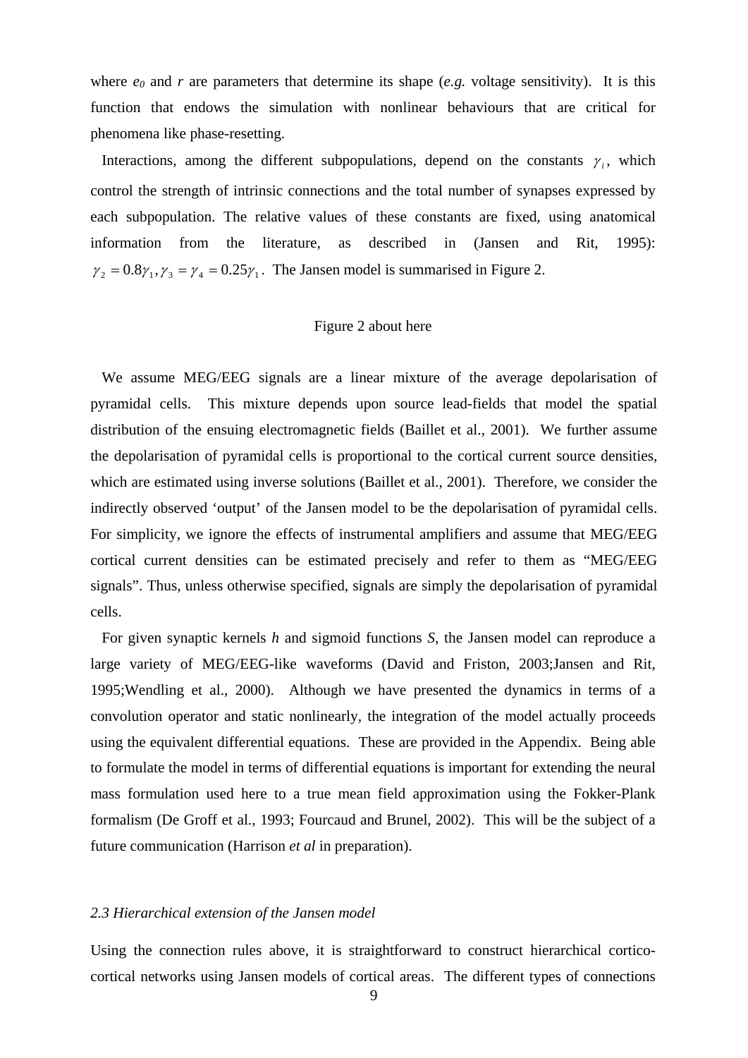where $e_0$ and $r$ are parameters that determine its shape (*e.g.* voltage sensitivity). It is this function that endows the simulation with nonlinear behaviours that are critical for phenomena like phase-resetting.

Interactions, among the different subpopulations, depend on the constants $\gamma_i$, which control the strength of intrinsic connections and the total number of synapses expressed by each subpopulation. The relative values of these constants are fixed, using anatomical information from the literature, as described in (Jansen and Rit, 1995): $\gamma_2 = 0.8\gamma_1, \gamma_3 = \gamma_4 = 0.25\gamma_1$. The Jansen model is summarised in Figure 2.

Figure 2 about here

We assume MEG/EEG signals are a linear mixture of the average depolarisation of pyramidal cells. This mixture depends upon source lead-fields that model the spatial distribution of the ensuing electromagnetic fields (Baillet et al., 2001). We further assume the depolarisation of pyramidal cells is proportional to the cortical current source densities, which are estimated using inverse solutions (Baillet et al., 2001). Therefore, we consider the indirectly observed 'output' of the Jansen model to be the depolarisation of pyramidal cells. For simplicity, we ignore the effects of instrumental amplifiers and assume that MEG/EEG cortical current densities can be estimated precisely and refer to them as "MEG/EEG signals". Thus, unless otherwise specified, signals are simply the depolarisation of pyramidal cells.

For given synaptic kernels *h* and sigmoid functions *S*, the Jansen model can reproduce a large variety of MEG/EEG-like waveforms (David and Friston, 2003;Jansen and Rit, 1995;Wendling et al., 2000). Although we have presented the dynamics in terms of a convolution operator and static nonlinearly, the integration of the model actually proceeds using the equivalent differential equations. These are provided in the Appendix. Being able to formulate the model in terms of differential equations is important for extending the neural mass formulation used here to a true mean field approximation using the Fokker-Plank formalism (De Groff et al., 1993; Fourcaud and Brunel, 2002). This will be the subject of a future communication (Harrison *et al* in preparation).

### *2.3 Hierarchical extension of the Jansen model*

Using the connection rules above, it is straightforward to construct hierarchical cortico-cortical networks using Jansen models of cortical areas. The different types of connections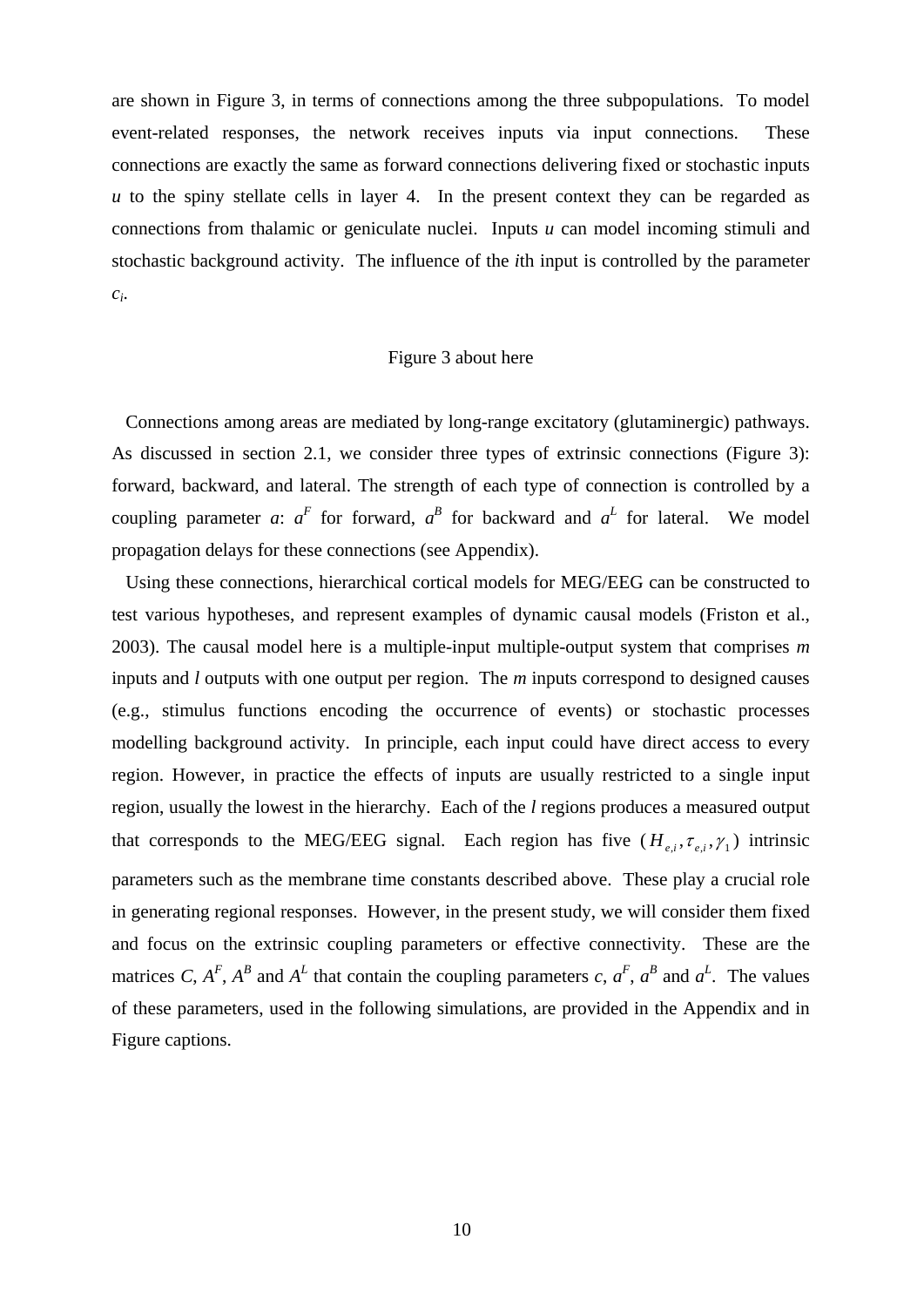are shown in Figure 3, in terms of connections among the three subpopulations. To model event-related responses, the network receives inputs via input connections. These connections are exactly the same as forward connections delivering fixed or stochastic inputs $u$ to the spiny stellate cells in layer 4. In the present context they can be regarded as connections from thalamic or geniculate nuclei. Inputs $u$ can model incoming stimuli and stochastic background activity. The influence of the $i$th input is controlled by the parameter $c_i$.

Figure 3 about here

Connections among areas are mediated by long-range excitatory (glutaminergic) pathways. As discussed in section 2.1, we consider three types of extrinsic connections (Figure 3): forward, backward, and lateral. The strength of each type of connection is controlled by a coupling parameter $a$: $a^F$ for forward, $a^B$ for backward and $a^L$ for lateral. We model propagation delays for these connections (see Appendix).

Using these connections, hierarchical cortical models for MEG/EEG can be constructed to test various hypotheses, and represent examples of dynamic causal models (Friston et al., 2003). The causal model here is a multiple-input multiple-output system that comprises $m$ inputs and $l$ outputs with one output per region. The $m$ inputs correspond to designed causes (e.g., stimulus functions encoding the occurrence of events) or stochastic processes modelling background activity. In principle, each input could have direct access to every region. However, in practice the effects of inputs are usually restricted to a single input region, usually the lowest in the hierarchy. Each of the $l$ regions produces a measured output that corresponds to the MEG/EEG signal. Each region has five $(H_{e,i}, \tau_{e,i}, \gamma_1)$ intrinsic parameters such as the membrane time constants described above. These play a crucial role in generating regional responses. However, in the present study, we will consider them fixed and focus on the extrinsic coupling parameters or effective connectivity. These are the matrices $C$, $A^F$, $A^B$ and $A^L$ that contain the coupling parameters $c$, $a^F$, $a^B$ and $a^L$. The values of these parameters, used in the following simulations, are provided in the Appendix and in Figure captions.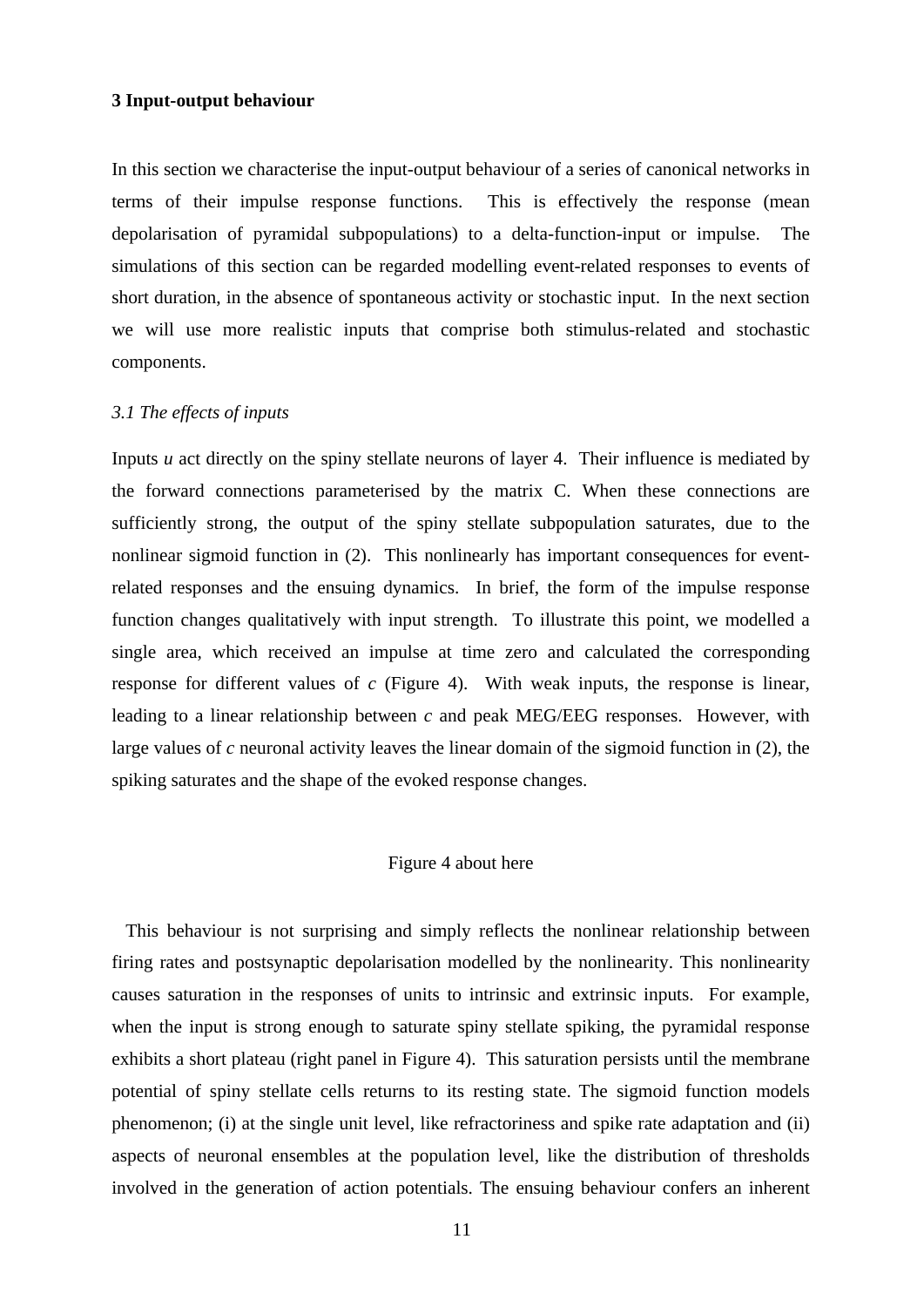### 3 Input-output behaviour

In this section we characterise the input-output behaviour of a series of canonical networks in terms of their impulse response functions. This is effectively the response (mean depolarisation of pyramidal subpopulations) to a delta-function-input or impulse. The simulations of this section can be regarded modelling event-related responses to events of short duration, in the absence of spontaneous activity or stochastic input. In the next section we will use more realistic inputs that comprise both stimulus-related and stochastic components.

#### *3.1 The effects of inputs*

Inputs $u$ act directly on the spiny stellate neurons of layer 4. Their influence is mediated by the forward connections parameterised by the matrix C. When these connections are sufficiently strong, the output of the spiny stellate subpopulation saturates, due to the nonlinear sigmoid function in (2). This nonlinearly has important consequences for event-related responses and the ensuing dynamics. In brief, the form of the impulse response function changes qualitatively with input strength. To illustrate this point, we modelled a single area, which received an impulse at time zero and calculated the corresponding response for different values of $c$ (Figure 4). With weak inputs, the response is linear, leading to a linear relationship between $c$ and peak MEG/EEG responses. However, with large values of $c$ neuronal activity leaves the linear domain of the sigmoid function in (2), the spiking saturates and the shape of the evoked response changes.

Figure 4 about here

This behaviour is not surprising and simply reflects the nonlinear relationship between firing rates and postsynaptic depolarisation modelled by the nonlinearity. This nonlinearity causes saturation in the responses of units to intrinsic and extrinsic inputs. For example, when the input is strong enough to saturate spiny stellate spiking, the pyramidal response exhibits a short plateau (right panel in Figure 4). This saturation persists until the membrane potential of spiny stellate cells returns to its resting state. The sigmoid function models phenomenon; (i) at the single unit level, like refractoriness and spike rate adaptation and (ii) aspects of neuronal ensembles at the population level, like the distribution of thresholds involved in the generation of action potentials. The ensuing behaviour confers an inherent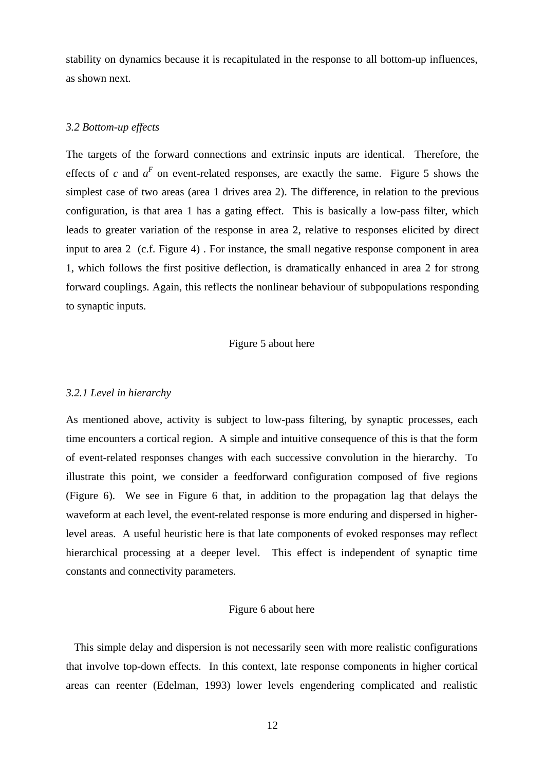stability on dynamics because it is recapitulated in the response to all bottom-up influences, as shown next.

### *3.2 Bottom-up effects*

The targets of the forward connections and extrinsic inputs are identical. Therefore, the effects of $c$ and $a^F$ on event-related responses, are exactly the same. Figure 5 shows the simplest case of two areas (area 1 drives area 2). The difference, in relation to the previous configuration, is that area 1 has a gating effect. This is basically a low-pass filter, which leads to greater variation of the response in area 2, relative to responses elicited by direct input to area 2 (c.f. Figure 4) . For instance, the small negative response component in area 1, which follows the first positive deflection, is dramatically enhanced in area 2 for strong forward couplings. Again, this reflects the nonlinear behaviour of subpopulations responding to synaptic inputs.

Figure 5 about here

#### *3.2.1 Level in hierarchy*

As mentioned above, activity is subject to low-pass filtering, by synaptic processes, each time encounters a cortical region. A simple and intuitive consequence of this is that the form of event-related responses changes with each successive convolution in the hierarchy. To illustrate this point, we consider a feedforward configuration composed of five regions (Figure 6). We see in Figure 6 that, in addition to the propagation lag that delays the waveform at each level, the event-related response is more enduring and dispersed in higher-level areas. A useful heuristic here is that late components of evoked responses may reflect hierarchical processing at a deeper level. This effect is independent of synaptic time constants and connectivity parameters.

Figure 6 about here

This simple delay and dispersion is not necessarily seen with more realistic configurations that involve top-down effects. In this context, late response components in higher cortical areas can reenter (Edelman, 1993) lower levels engendering complicated and realistic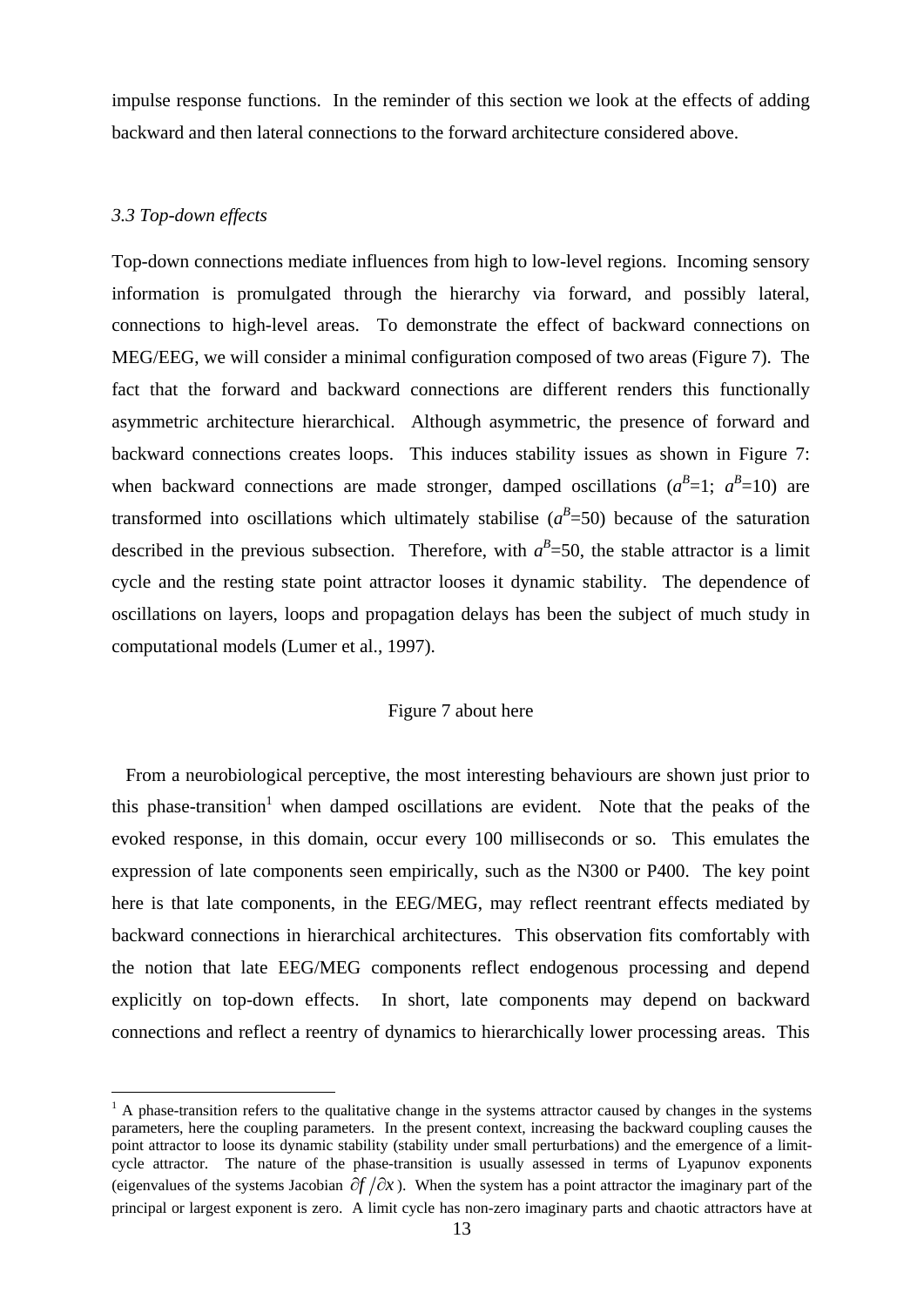impulse response functions. In the reminder of this section we look at the effects of adding backward and then lateral connections to the forward architecture considered above.

### *3.3 Top-down effects*

Top-down connections mediate influences from high to low-level regions. Incoming sensory information is promulgated through the hierarchy via forward, and possibly lateral, connections to high-level areas. To demonstrate the effect of backward connections on MEG/EEG, we will consider a minimal configuration composed of two areas (Figure 7). The fact that the forward and backward connections are different renders this functionally asymmetric architecture hierarchical. Although asymmetric, the presence of forward and backward connections creates loops. This induces stability issues as shown in Figure 7: when backward connections are made stronger, damped oscillations ($a^B$=1; $a^B$=10) are transformed into oscillations which ultimately stabilise ($a^B$=50) because of the saturation described in the previous subsection. Therefore, with $a^B$=50, the stable attractor is a limit cycle and the resting state point attractor looses it dynamic stability. The dependence of oscillations on layers, loops and propagation delays has been the subject of much study in computational models (Lumer et al., 1997).

Figure 7 about here

From a neurobiological perceptive, the most interesting behaviours are shown just prior to this phase-transition[1] when damped oscillations are evident. Note that the peaks of the evoked response, in this domain, occur every 100 milliseconds or so. This emulates the expression of late components seen empirically, such as the N300 or P400. The key point here is that late components, in the EEG/MEG, may reflect reentrant effects mediated by backward connections in hierarchical architectures. This observation fits comfortably with the notion that late EEG/MEG components reflect endogenous processing and depend explicitly on top-down effects. In short, late components may depend on backward connections and reflect a reentry of dynamics to hierarchically lower processing areas. This

[1] A phase-transition refers to the qualitative change in the systems attractor caused by changes in the systems parameters, here the coupling parameters. In the present context, increasing the backward coupling causes the point attractor to loose its dynamic stability (stability under small perturbations) and the emergence of a limit-cycle attractor. The nature of the phase-transition is usually assessed in terms of Lyapunov exponents (eigenvalues of the systems Jacobian $\partial f / \partial x$). When the system has a point attractor the imaginary part of the principal or largest exponent is zero. A limit cycle has non-zero imaginary parts and chaotic attractors have at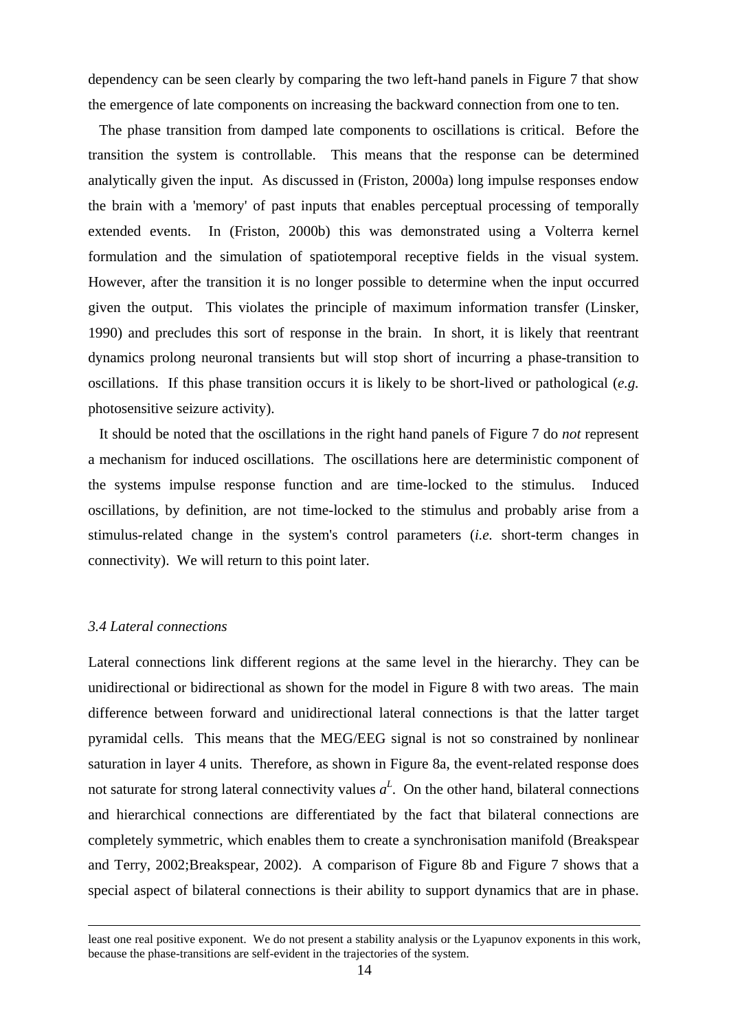dependency can be seen clearly by comparing the two left-hand panels in Figure 7 that show the emergence of late components on increasing the backward connection from one to ten.

The phase transition from damped late components to oscillations is critical. Before the transition the system is controllable. This means that the response can be determined analytically given the input. As discussed in (Friston, 2000a) long impulse responses endow the brain with a 'memory' of past inputs that enables perceptual processing of temporally extended events. In (Friston, 2000b) this was demonstrated using a Volterra kernel formulation and the simulation of spatiotemporal receptive fields in the visual system. However, after the transition it is no longer possible to determine when the input occurred given the output. This violates the principle of maximum information transfer (Linsker, 1990) and precludes this sort of response in the brain. In short, it is likely that reentrant dynamics prolong neuronal transients but will stop short of incurring a phase-transition to oscillations. If this phase transition occurs it is likely to be short-lived or pathological (*e.g.* photosensitive seizure activity).

It should be noted that the oscillations in the right hand panels of Figure 7 do *not* represent a mechanism for induced oscillations. The oscillations here are deterministic component of the systems impulse response function and are time-locked to the stimulus. Induced oscillations, by definition, are not time-locked to the stimulus and probably arise from a stimulus-related change in the system's control parameters (*i.e.* short-term changes in connectivity). We will return to this point later.

### *3.4 Lateral connections*

Lateral connections link different regions at the same level in the hierarchy. They can be unidirectional or bidirectional as shown for the model in Figure 8 with two areas. The main difference between forward and unidirectional lateral connections is that the latter target pyramidal cells. This means that the MEG/EEG signal is not so constrained by nonlinear saturation in layer 4 units. Therefore, as shown in Figure 8a, the event-related response does not saturate for strong lateral connectivity values $a^L$. On the other hand, bilateral connections and hierarchical connections are differentiated by the fact that bilateral connections are completely symmetric, which enables them to create a synchronisation manifold (Breakspear and Terry, 2002;Breakspear, 2002). A comparison of Figure 8b and Figure 7 shows that a special aspect of bilateral connections is their ability to support dynamics that are in phase.

---

least one real positive exponent. We do not present a stability analysis or the Lyapunov exponents in this work, because the phase-transitions are self-evident in the trajectories of the system.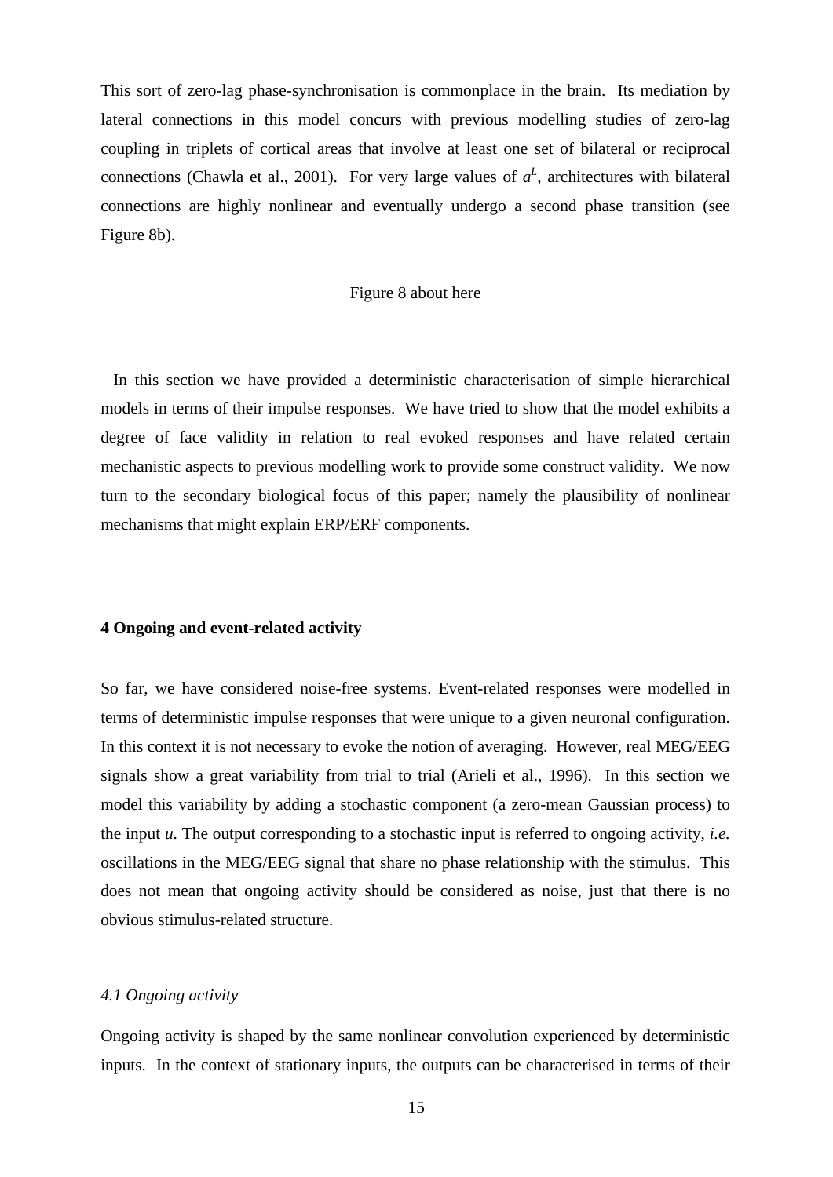This sort of zero-lag phase-synchronisation is commonplace in the brain. Its mediation by lateral connections in this model concurs with previous modelling studies of zero-lag coupling in triplets of cortical areas that involve at least one set of bilateral or reciprocal connections (Chawla et al., 2001). For very large values of $a^L$, architectures with bilateral connections are highly nonlinear and eventually undergo a second phase transition (see Figure 8b).

Figure 8 about here

In this section we have provided a deterministic characterisation of simple hierarchical models in terms of their impulse responses. We have tried to show that the model exhibits a degree of face validity in relation to real evoked responses and have related certain mechanistic aspects to previous modelling work to provide some construct validity. We now turn to the secondary biological focus of this paper; namely the plausibility of nonlinear mechanisms that might explain ERP/ERF components.

## 4 Ongoing and event-related activity

So far, we have considered noise-free systems. Event-related responses were modelled in terms of deterministic impulse responses that were unique to a given neuronal configuration. In this context it is not necessary to evoke the notion of averaging. However, real MEG/EEG signals show a great variability from trial to trial (Arieli et al., 1996). In this section we model this variability by adding a stochastic component (a zero-mean Gaussian process) to the input $u$. The output corresponding to a stochastic input is referred to ongoing activity, *i.e.* oscillations in the MEG/EEG signal that share no phase relationship with the stimulus. This does not mean that ongoing activity should be considered as noise, just that there is no obvious stimulus-related structure.

### *4.1 Ongoing activity*

Ongoing activity is shaped by the same nonlinear convolution experienced by deterministic inputs. In the context of stationary inputs, the outputs can be characterised in terms of their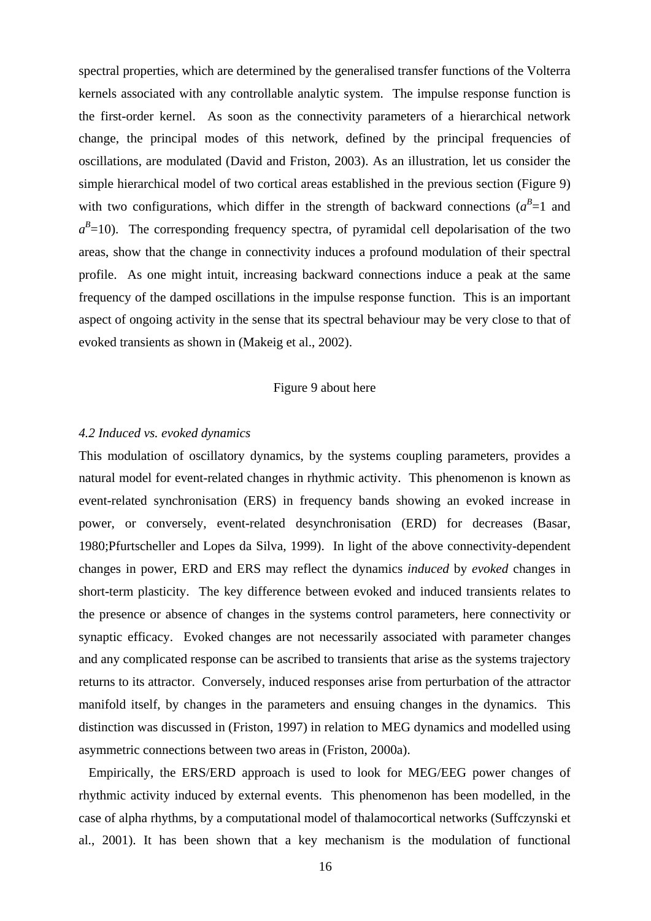spectral properties, which are determined by the generalised transfer functions of the Volterra kernels associated with any controllable analytic system. The impulse response function is the first-order kernel. As soon as the connectivity parameters of a hierarchical network change, the principal modes of this network, defined by the principal frequencies of oscillations, are modulated (David and Friston, 2003). As an illustration, let us consider the simple hierarchical model of two cortical areas established in the previous section (Figure 9) with two configurations, which differ in the strength of backward connections ($a^B$=1 and $a^B$=10). The corresponding frequency spectra, of pyramidal cell depolarisation of the two areas, show that the change in connectivity induces a profound modulation of their spectral profile. As one might intuit, increasing backward connections induce a peak at the same frequency of the damped oscillations in the impulse response function. This is an important aspect of ongoing activity in the sense that its spectral behaviour may be very close to that of evoked transients as shown in (Makeig et al., 2002).

Figure 9 about here

*4.2 Induced vs. evoked dynamics*

This modulation of oscillatory dynamics, by the systems coupling parameters, provides a natural model for event-related changes in rhythmic activity. This phenomenon is known as event-related synchronisation (ERS) in frequency bands showing an evoked increase in power, or conversely, event-related desynchronisation (ERD) for decreases (Basar, 1980;Pfurtscheller and Lopes da Silva, 1999). In light of the above connectivity-dependent changes in power, ERD and ERS may reflect the dynamics *induced* by *evoked* changes in short-term plasticity. The key difference between evoked and induced transients relates to the presence or absence of changes in the systems control parameters, here connectivity or synaptic efficacy. Evoked changes are not necessarily associated with parameter changes and any complicated response can be ascribed to transients that arise as the systems trajectory returns to its attractor. Conversely, induced responses arise from perturbation of the attractor manifold itself, by changes in the parameters and ensuing changes in the dynamics. This distinction was discussed in (Friston, 1997) in relation to MEG dynamics and modelled using asymmetric connections between two areas in (Friston, 2000a).

Empirically, the ERS/ERD approach is used to look for MEG/EEG power changes of rhythmic activity induced by external events. This phenomenon has been modelled, in the case of alpha rhythms, by a computational model of thalamocortical networks (Suffczynski et al., 2001). It has been shown that a key mechanism is the modulation of functional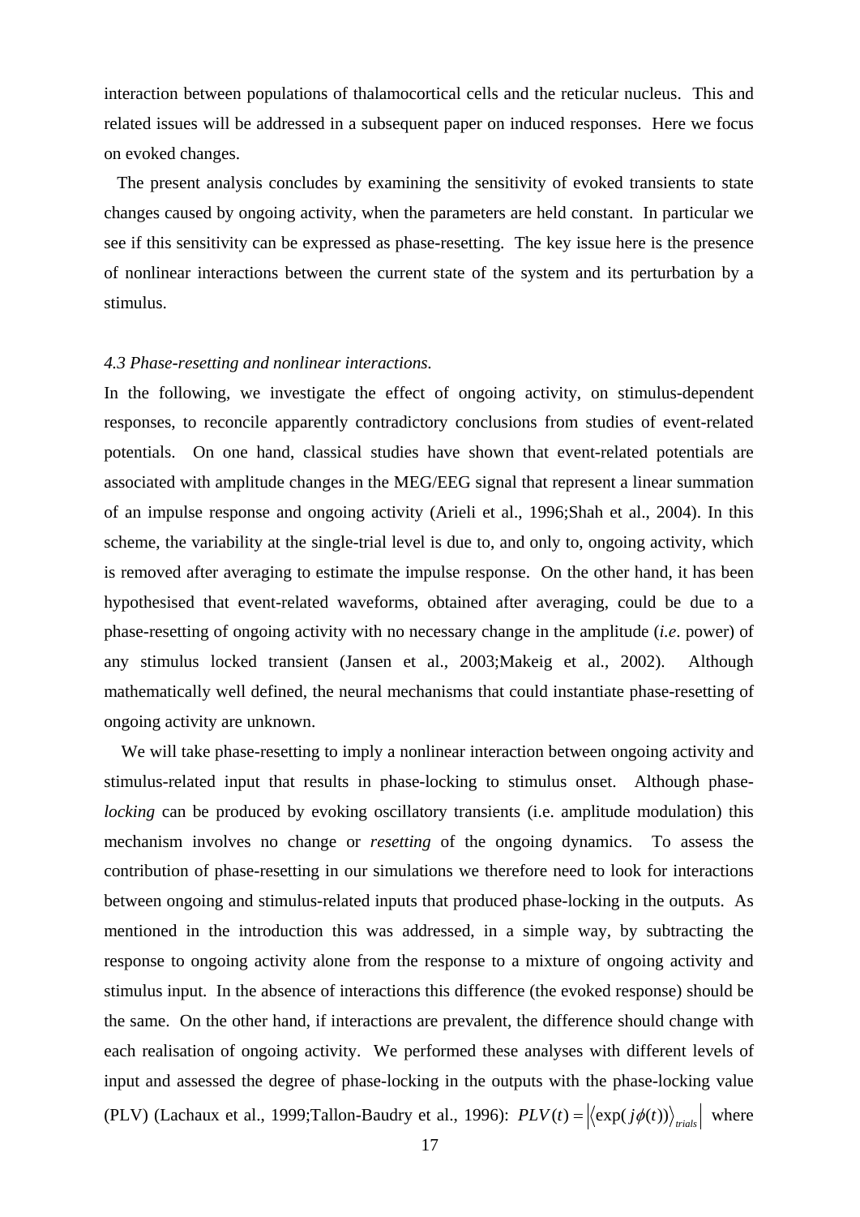interaction between populations of thalamocortical cells and the reticular nucleus. This and related issues will be addressed in a subsequent paper on induced responses. Here we focus on evoked changes.

The present analysis concludes by examining the sensitivity of evoked transients to state changes caused by ongoing activity, when the parameters are held constant. In particular we see if this sensitivity can be expressed as phase-resetting. The key issue here is the presence of nonlinear interactions between the current state of the system and its perturbation by a stimulus.

### *4.3 Phase-resetting and nonlinear interactions.*

In the following, we investigate the effect of ongoing activity, on stimulus-dependent responses, to reconcile apparently contradictory conclusions from studies of event-related potentials. On one hand, classical studies have shown that event-related potentials are associated with amplitude changes in the MEG/EEG signal that represent a linear summation of an impulse response and ongoing activity (Arieli et al., 1996;Shah et al., 2004). In this scheme, the variability at the single-trial level is due to, and only to, ongoing activity, which is removed after averaging to estimate the impulse response. On the other hand, it has been hypothesised that event-related waveforms, obtained after averaging, could be due to a phase-resetting of ongoing activity with no necessary change in the amplitude (*i.e*. power) of any stimulus locked transient (Jansen et al., 2003;Makeig et al., 2002). Although mathematically well defined, the neural mechanisms that could instantiate phase-resetting of ongoing activity are unknown.

We will take phase-resetting to imply a nonlinear interaction between ongoing activity and stimulus-related input that results in phase-locking to stimulus onset. Although phase-*locking* can be produced by evoking oscillatory transients (i.e. amplitude modulation) this mechanism involves no change or *resetting* of the ongoing dynamics. To assess the contribution of phase-resetting in our simulations we therefore need to look for interactions between ongoing and stimulus-related inputs that produced phase-locking in the outputs. As mentioned in the introduction this was addressed, in a simple way, by subtracting the response to ongoing activity alone from the response to a mixture of ongoing activity and stimulus input. In the absence of interactions this difference (the evoked response) should be the same. On the other hand, if interactions are prevalent, the difference should change with each realisation of ongoing activity. We performed these analyses with different levels of input and assessed the degree of phase-locking in the outputs with the phase-locking value (PLV) (Lachaux et al., 1999;Tallon-Baudry et al., 1996): $PLV(t) = \left| \left\langle \exp(j\phi(t)) \right\rangle_{trials} \right|$ where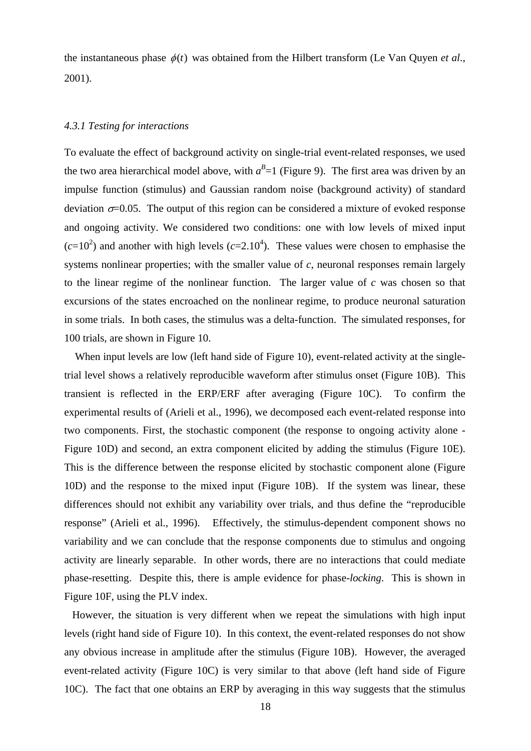the instantaneous phase $\phi(t)$ was obtained from the Hilbert transform (Le Van Quyen *et al*., 2001).

#### *4.3.1 Testing for interactions*

To evaluate the effect of background activity on single-trial event-related responses, we used the two area hierarchical model above, with $a^B$=1 (Figure 9). The first area was driven by an impulse function (stimulus) and Gaussian random noise (background activity) of standard deviation $\sigma$=0.05. The output of this region can be considered a mixture of evoked response and ongoing activity. We considered two conditions: one with low levels of mixed input ($c$=$10^2$) and another with high levels ($c$=$2.10^4$). These values were chosen to emphasise the systems nonlinear properties; with the smaller value of $c$, neuronal responses remain largely to the linear regime of the nonlinear function. The larger value of $c$ was chosen so that excursions of the states encroached on the nonlinear regime, to produce neuronal saturation in some trials. In both cases, the stimulus was a delta-function. The simulated responses, for 100 trials, are shown in Figure 10.

When input levels are low (left hand side of Figure 10), event-related activity at the single-trial level shows a relatively reproducible waveform after stimulus onset (Figure 10B). This transient is reflected in the ERP/ERF after averaging (Figure 10C). To confirm the experimental results of (Arieli et al., 1996), we decomposed each event-related response into two components. First, the stochastic component (the response to ongoing activity alone - Figure 10D) and second, an extra component elicited by adding the stimulus (Figure 10E). This is the difference between the response elicited by stochastic component alone (Figure 10D) and the response to the mixed input (Figure 10B). If the system was linear, these differences should not exhibit any variability over trials, and thus define the "reproducible response" (Arieli et al., 1996). Effectively, the stimulus-dependent component shows no variability and we can conclude that the response components due to stimulus and ongoing activity are linearly separable. In other words, there are no interactions that could mediate phase-resetting. Despite this, there is ample evidence for phase-*locking*. This is shown in Figure 10F, using the PLV index.

However, the situation is very different when we repeat the simulations with high input levels (right hand side of Figure 10). In this context, the event-related responses do not show any obvious increase in amplitude after the stimulus (Figure 10B). However, the averaged event-related activity (Figure 10C) is very similar to that above (left hand side of Figure 10C). The fact that one obtains an ERP by averaging in this way suggests that the stimulus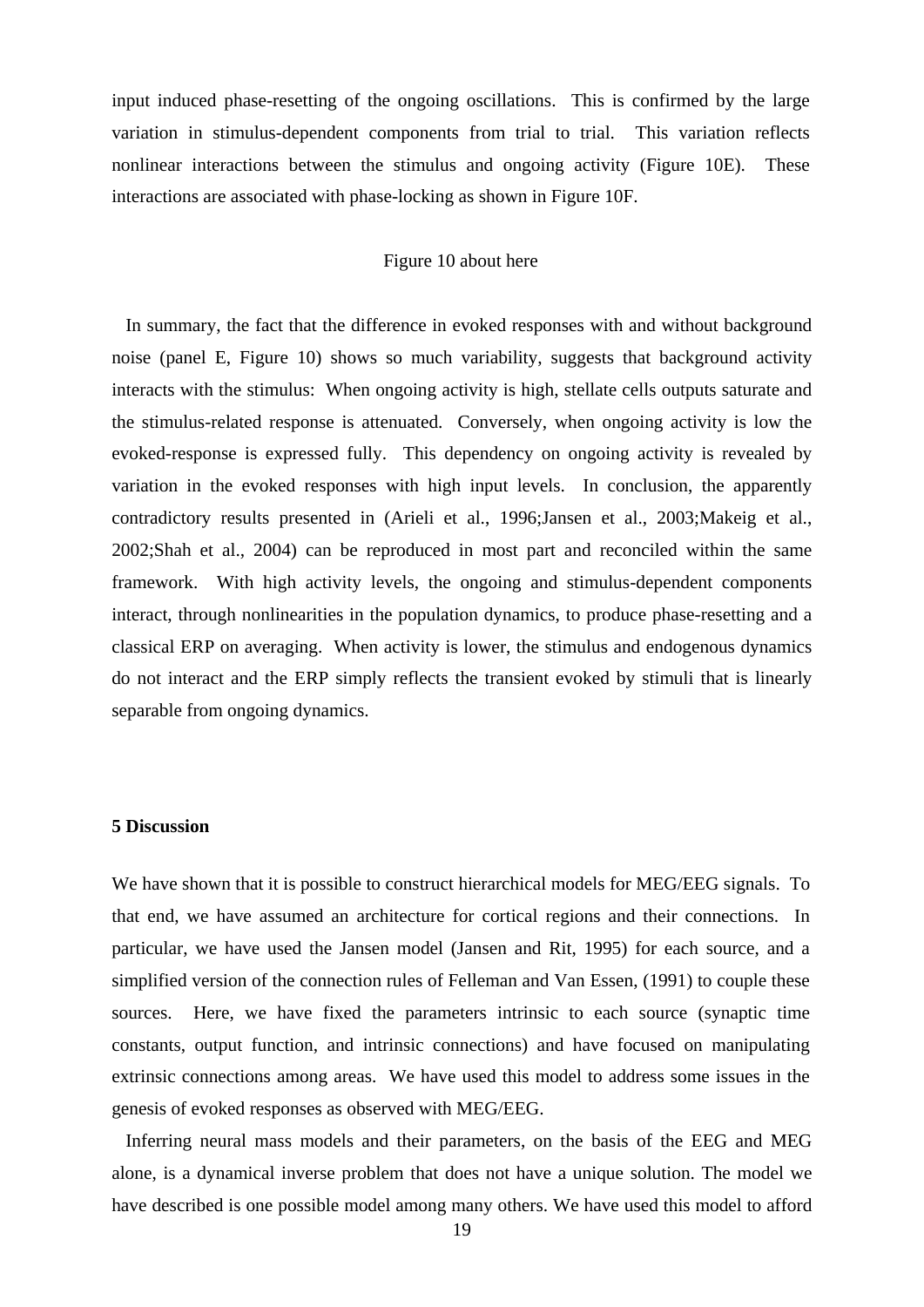input induced phase-resetting of the ongoing oscillations. This is confirmed by the large variation in stimulus-dependent components from trial to trial. This variation reflects nonlinear interactions between the stimulus and ongoing activity (Figure 10E). These interactions are associated with phase-locking as shown in Figure 10F.

Figure 10 about here

In summary, the fact that the difference in evoked responses with and without background noise (panel E, Figure 10) shows so much variability, suggests that background activity interacts with the stimulus: When ongoing activity is high, stellate cells outputs saturate and the stimulus-related response is attenuated. Conversely, when ongoing activity is low the evoked-response is expressed fully. This dependency on ongoing activity is revealed by variation in the evoked responses with high input levels. In conclusion, the apparently contradictory results presented in (Arieli et al., 1996;Jansen et al., 2003;Makeig et al., 2002;Shah et al., 2004) can be reproduced in most part and reconciled within the same framework. With high activity levels, the ongoing and stimulus-dependent components interact, through nonlinearities in the population dynamics, to produce phase-resetting and a classical ERP on averaging. When activity is lower, the stimulus and endogenous dynamics do not interact and the ERP simply reflects the transient evoked by stimuli that is linearly separable from ongoing dynamics.

## 5 Discussion

We have shown that it is possible to construct hierarchical models for MEG/EEG signals. To that end, we have assumed an architecture for cortical regions and their connections. In particular, we have used the Jansen model (Jansen and Rit, 1995) for each source, and a simplified version of the connection rules of Felleman and Van Essen, (1991) to couple these sources. Here, we have fixed the parameters intrinsic to each source (synaptic time constants, output function, and intrinsic connections) and have focused on manipulating extrinsic connections among areas. We have used this model to address some issues in the genesis of evoked responses as observed with MEG/EEG.

Inferring neural mass models and their parameters, on the basis of the EEG and MEG alone, is a dynamical inverse problem that does not have a unique solution. The model we have described is one possible model among many others. We have used this model to afford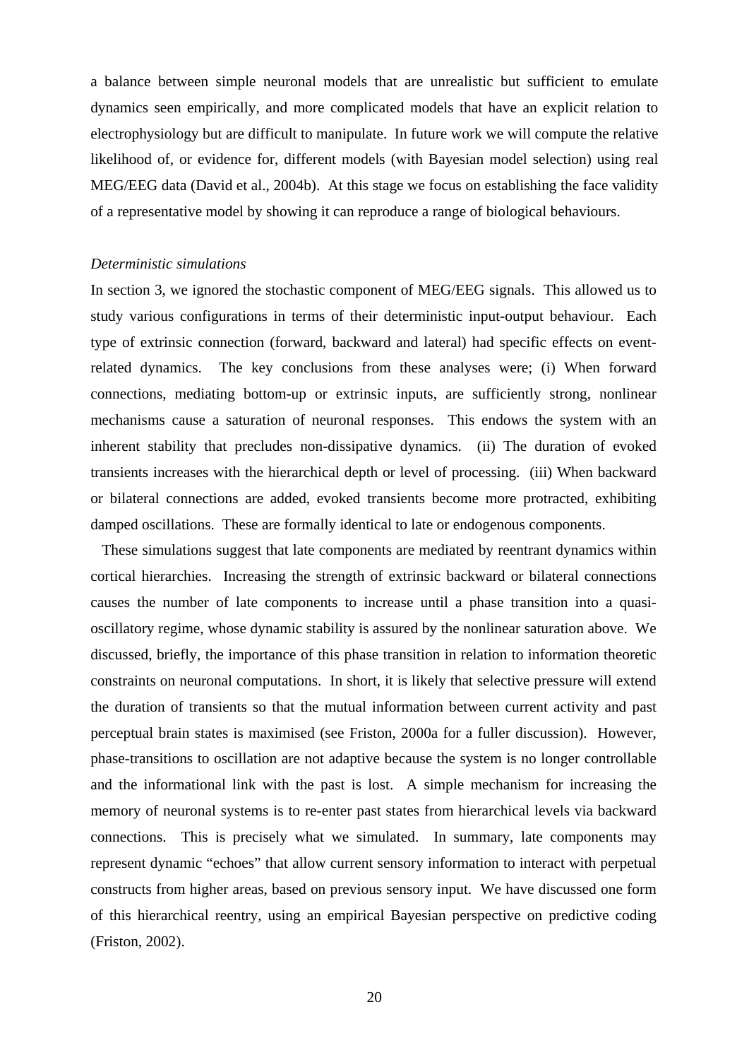a balance between simple neuronal models that are unrealistic but sufficient to emulate dynamics seen empirically, and more complicated models that have an explicit relation to electrophysiology but are difficult to manipulate. In future work we will compute the relative likelihood of, or evidence for, different models (with Bayesian model selection) using real MEG/EEG data (David et al., 2004b). At this stage we focus on establishing the face validity of a representative model by showing it can reproduce a range of biological behaviours.

*Deterministic simulations*

In section 3, we ignored the stochastic component of MEG/EEG signals. This allowed us to study various configurations in terms of their deterministic input-output behaviour. Each type of extrinsic connection (forward, backward and lateral) had specific effects on event-related dynamics. The key conclusions from these analyses were; (i) When forward connections, mediating bottom-up or extrinsic inputs, are sufficiently strong, nonlinear mechanisms cause a saturation of neuronal responses. This endows the system with an inherent stability that precludes non-dissipative dynamics. (ii) The duration of evoked transients increases with the hierarchical depth or level of processing. (iii) When backward or bilateral connections are added, evoked transients become more protracted, exhibiting damped oscillations. These are formally identical to late or endogenous components.

These simulations suggest that late components are mediated by reentrant dynamics within cortical hierarchies. Increasing the strength of extrinsic backward or bilateral connections causes the number of late components to increase until a phase transition into a quasi-oscillatory regime, whose dynamic stability is assured by the nonlinear saturation above. We discussed, briefly, the importance of this phase transition in relation to information theoretic constraints on neuronal computations. In short, it is likely that selective pressure will extend the duration of transients so that the mutual information between current activity and past perceptual brain states is maximised (see Friston, 2000a for a fuller discussion). However, phase-transitions to oscillation are not adaptive because the system is no longer controllable and the informational link with the past is lost. A simple mechanism for increasing the memory of neuronal systems is to re-enter past states from hierarchical levels via backward connections. This is precisely what we simulated. In summary, late components may represent dynamic "echoes" that allow current sensory information to interact with perpetual constructs from higher areas, based on previous sensory input. We have discussed one form of this hierarchical reentry, using an empirical Bayesian perspective on predictive coding (Friston, 2002).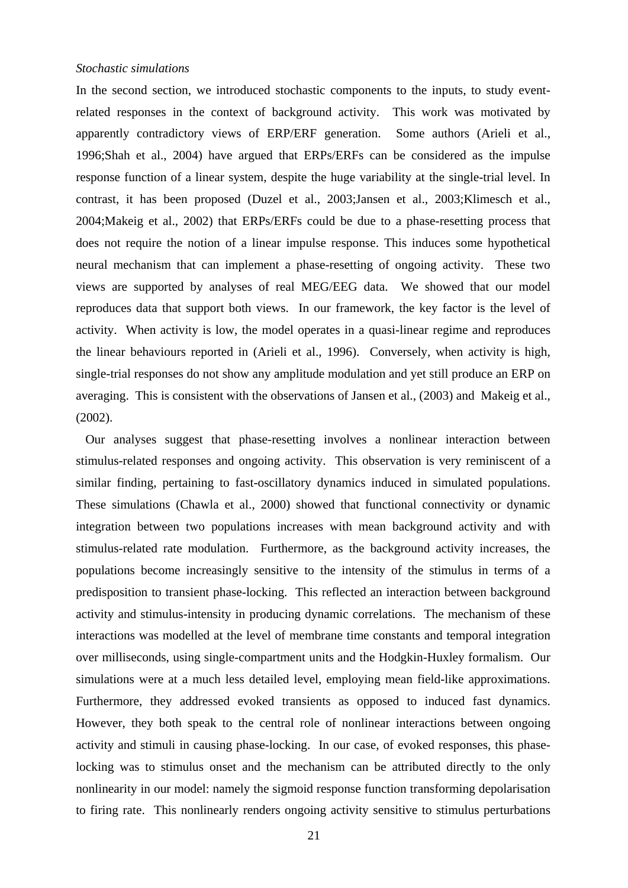*Stochastic simulations*

In the second section, we introduced stochastic components to the inputs, to study event-related responses in the context of background activity. This work was motivated by apparently contradictory views of ERP/ERF generation. Some authors (Arieli et al., 1996;Shah et al., 2004) have argued that ERPs/ERFs can be considered as the impulse response function of a linear system, despite the huge variability at the single-trial level. In contrast, it has been proposed (Duzel et al., 2003;Jansen et al., 2003;Klimesch et al., 2004;Makeig et al., 2002) that ERPs/ERFs could be due to a phase-resetting process that does not require the notion of a linear impulse response. This induces some hypothetical neural mechanism that can implement a phase-resetting of ongoing activity. These two views are supported by analyses of real MEG/EEG data. We showed that our model reproduces data that support both views. In our framework, the key factor is the level of activity. When activity is low, the model operates in a quasi-linear regime and reproduces the linear behaviours reported in (Arieli et al., 1996). Conversely, when activity is high, single-trial responses do not show any amplitude modulation and yet still produce an ERP on averaging. This is consistent with the observations of Jansen et al., (2003) and Makeig et al., (2002).

Our analyses suggest that phase-resetting involves a nonlinear interaction between stimulus-related responses and ongoing activity. This observation is very reminiscent of a similar finding, pertaining to fast-oscillatory dynamics induced in simulated populations. These simulations (Chawla et al., 2000) showed that functional connectivity or dynamic integration between two populations increases with mean background activity and with stimulus-related rate modulation. Furthermore, as the background activity increases, the populations become increasingly sensitive to the intensity of the stimulus in terms of a predisposition to transient phase-locking. This reflected an interaction between background activity and stimulus-intensity in producing dynamic correlations. The mechanism of these interactions was modelled at the level of membrane time constants and temporal integration over milliseconds, using single-compartment units and the Hodgkin-Huxley formalism. Our simulations were at a much less detailed level, employing mean field-like approximations. Furthermore, they addressed evoked transients as opposed to induced fast dynamics. However, they both speak to the central role of nonlinear interactions between ongoing activity and stimuli in causing phase-locking. In our case, of evoked responses, this phase-locking was to stimulus onset and the mechanism can be attributed directly to the only nonlinearity in our model: namely the sigmoid response function transforming depolarisation to firing rate. This nonlinearly renders ongoing activity sensitive to stimulus perturbations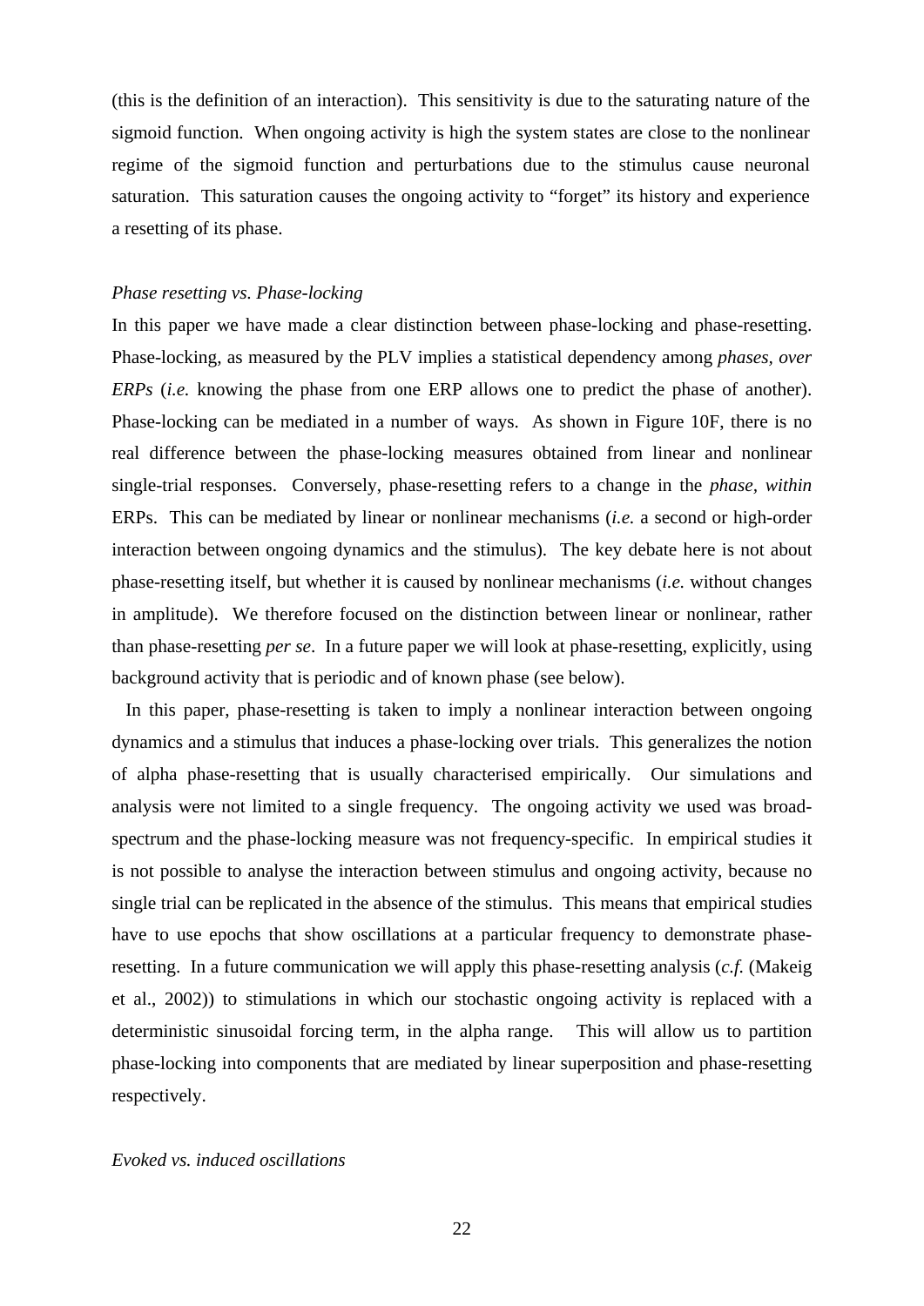(this is the definition of an interaction). This sensitivity is due to the saturating nature of the sigmoid function. When ongoing activity is high the system states are close to the nonlinear regime of the sigmoid function and perturbations due to the stimulus cause neuronal saturation. This saturation causes the ongoing activity to "forget" its history and experience a resetting of its phase.

*Phase resetting vs. Phase-locking*

In this paper we have made a clear distinction between phase-locking and phase-resetting. Phase-locking, as measured by the PLV implies a statistical dependency among *phases, over ERPs* (*i.e.* knowing the phase from one ERP allows one to predict the phase of another). Phase-locking can be mediated in a number of ways. As shown in Figure 10F, there is no real difference between the phase-locking measures obtained from linear and nonlinear single-trial responses. Conversely, phase-resetting refers to a change in the *phase, within* ERPs. This can be mediated by linear or nonlinear mechanisms (*i.e.* a second or high-order interaction between ongoing dynamics and the stimulus). The key debate here is not about phase-resetting itself, but whether it is caused by nonlinear mechanisms (*i.e.* without changes in amplitude). We therefore focused on the distinction between linear or nonlinear, rather than phase-resetting *per se*. In a future paper we will look at phase-resetting, explicitly, using background activity that is periodic and of known phase (see below).

In this paper, phase-resetting is taken to imply a nonlinear interaction between ongoing dynamics and a stimulus that induces a phase-locking over trials. This generalizes the notion of alpha phase-resetting that is usually characterised empirically. Our simulations and analysis were not limited to a single frequency. The ongoing activity we used was broad-spectrum and the phase-locking measure was not frequency-specific. In empirical studies it is not possible to analyse the interaction between stimulus and ongoing activity, because no single trial can be replicated in the absence of the stimulus. This means that empirical studies have to use epochs that show oscillations at a particular frequency to demonstrate phase-resetting. In a future communication we will apply this phase-resetting analysis (*c.f.* (Makeig et al., 2002)) to stimulations in which our stochastic ongoing activity is replaced with a deterministic sinusoidal forcing term, in the alpha range. This will allow us to partition phase-locking into components that are mediated by linear superposition and phase-resetting respectively.

*Evoked vs. induced oscillations*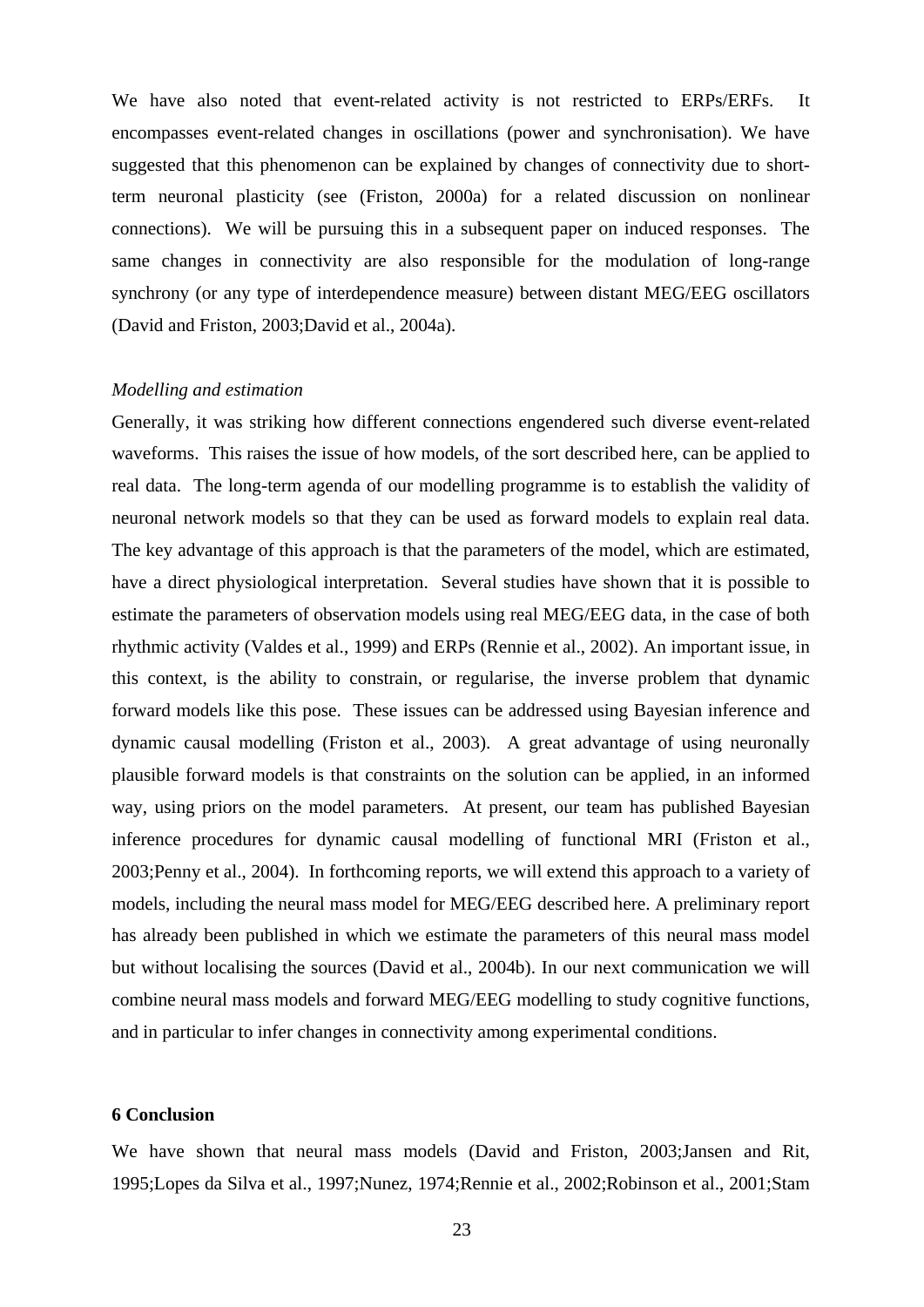We have also noted that event-related activity is not restricted to ERPs/ERFs. It encompasses event-related changes in oscillations (power and synchronisation). We have suggested that this phenomenon can be explained by changes of connectivity due to short-term neuronal plasticity (see (Friston, 2000a) for a related discussion on nonlinear connections). We will be pursuing this in a subsequent paper on induced responses. The same changes in connectivity are also responsible for the modulation of long-range synchrony (or any type of interdependence measure) between distant MEG/EEG oscillators (David and Friston, 2003;David et al., 2004a).

*Modelling and estimation*

Generally, it was striking how different connections engendered such diverse event-related waveforms. This raises the issue of how models, of the sort described here, can be applied to real data. The long-term agenda of our modelling programme is to establish the validity of neuronal network models so that they can be used as forward models to explain real data. The key advantage of this approach is that the parameters of the model, which are estimated, have a direct physiological interpretation. Several studies have shown that it is possible to estimate the parameters of observation models using real MEG/EEG data, in the case of both rhythmic activity (Valdes et al., 1999) and ERPs (Rennie et al., 2002). An important issue, in this context, is the ability to constrain, or regularise, the inverse problem that dynamic forward models like this pose. These issues can be addressed using Bayesian inference and dynamic causal modelling (Friston et al., 2003). A great advantage of using neuronally plausible forward models is that constraints on the solution can be applied, in an informed way, using priors on the model parameters. At present, our team has published Bayesian inference procedures for dynamic causal modelling of functional MRI (Friston et al., 2003;Penny et al., 2004). In forthcoming reports, we will extend this approach to a variety of models, including the neural mass model for MEG/EEG described here. A preliminary report has already been published in which we estimate the parameters of this neural mass model but without localising the sources (David et al., 2004b). In our next communication we will combine neural mass models and forward MEG/EEG modelling to study cognitive functions, and in particular to infer changes in connectivity among experimental conditions.

**6 Conclusion**

We have shown that neural mass models (David and Friston, 2003;Jansen and Rit, 1995;Lopes da Silva et al., 1997;Nunez, 1974;Rennie et al., 2002;Robinson et al., 2001;Stam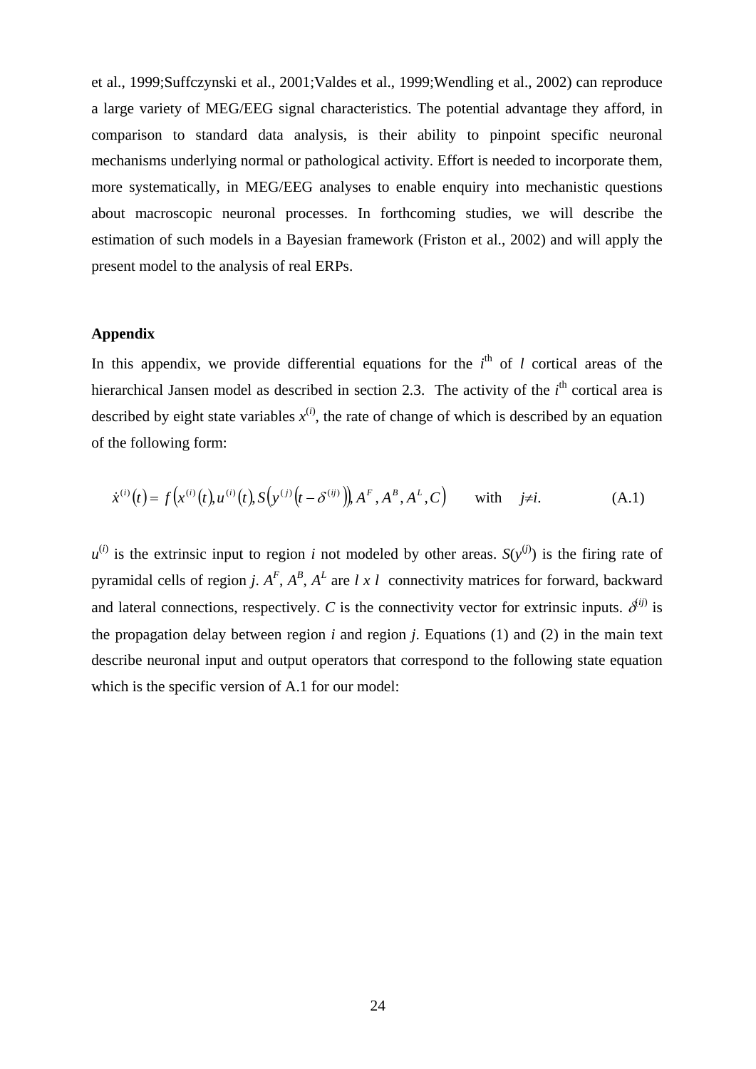et al., 1999;Suffczynski et al., 2001;Valdes et al., 1999;Wendling et al., 2002) can reproduce a large variety of MEG/EEG signal characteristics. The potential advantage they afford, in comparison to standard data analysis, is their ability to pinpoint specific neuronal mechanisms underlying normal or pathological activity. Effort is needed to incorporate them, more systematically, in MEG/EEG analyses to enable enquiry into mechanistic questions about macroscopic neuronal processes. In forthcoming studies, we will describe the estimation of such models in a Bayesian framework (Friston et al., 2002) and will apply the present model to the analysis of real ERPs.

## Appendix

In this appendix, we provide differential equations for the $i^{\text{th}}$ of $l$ cortical areas of the hierarchical Jansen model as described in section 2.3. The activity of the $i^{\text{th}}$ cortical area is described by eight state variables $x^{(i)}$, the rate of change of which is described by an equation of the following form:

$$\dot{x}^{(i)}(t) = f\left(x^{(i)}(t), u^{(i)}(t), S\left(y^{(j)}\left(t - \delta^{(ij)}\right)\right), A^F, A^B, A^L, C\right) \qquad \text{with} \quad j \neq i. \tag{A.1}$$

$u^{(i)}$ is the extrinsic input to region $i$ not modeled by other areas. $S(y^{(j)})$ is the firing rate of pyramidal cells of region $j$. $A^F$, $A^B$, $A^L$ are $l$ x $l$ connectivity matrices for forward, backward and lateral connections, respectively. $C$ is the connectivity vector for extrinsic inputs. $\delta^{(ij)}$ is the propagation delay between region $i$ and region $j$. Equations (1) and (2) in the main text describe neuronal input and output operators that correspond to the following state equation which is the specific version of A.1 for our model: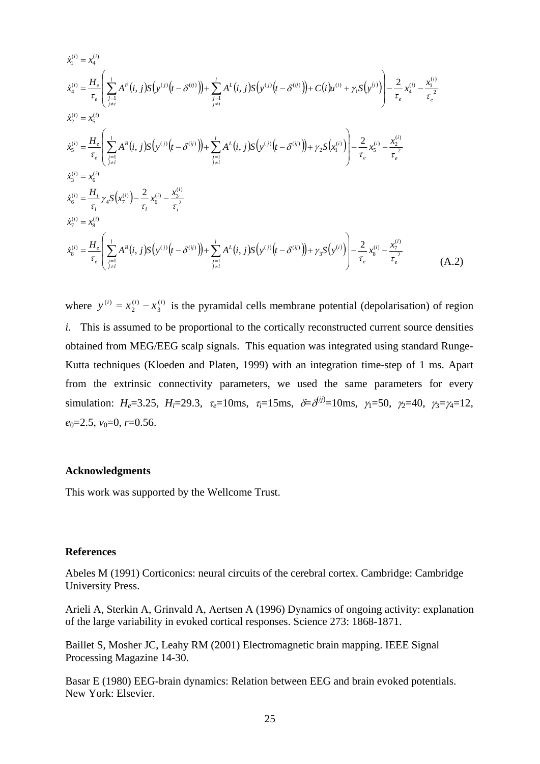$$
\begin{aligned}
\dot{x}_1^{(i)} &= x_4^{(i)} \\
\dot{x}_4^{(i)} &= \frac{H_e}{\tau_e}\left( \sum_{\substack{j=1 \\ j\neq i}}^{l} A^F(i,j) S\left(y^{(j)}\left(t-\delta^{(ij)}\right)\right) + \sum_{\substack{j=1 \\ j\neq i}}^{l} A^L(i,j) S\left(y^{(j)}\left(t-\delta^{(ij)}\right)\right) + C(i)u^{(i)} + \gamma_1 S\left(y^{(i)}\right) \right) - \frac{2}{\tau_e} x_4^{(i)} - \frac{x_1^{(i)}}{\tau_e^{\,2}} \\
\dot{x}_2^{(i)} &= x_5^{(i)} \\
\dot{x}_5^{(i)} &= \frac{H_e}{\tau_e}\left( \sum_{\substack{j=1 \\ j\neq i}}^{l} A^B(i,j) S\left(y^{(j)}\left(t-\delta^{(ij)}\right)\right) + \sum_{\substack{j=1 \\ j\neq i}}^{l} A^L(i,j) S\left(y^{(j)}\left(t-\delta^{(ij)}\right)\right) + \gamma_2 S\left(x_1^{(i)}\right) \right) - \frac{2}{\tau_e} x_5^{(i)} - \frac{x_2^{(i)}}{\tau_e^{\,2}} \\
\dot{x}_3^{(i)} &= x_6^{(i)} \\
\dot{x}_6^{(i)} &= \frac{H_i}{\tau_i}\gamma_4 S\left(x_7^{(i)}\right) - \frac{2}{\tau_i} x_6^{(i)} - \frac{x_3^{(i)}}{\tau_i^{\,2}} \\
\dot{x}_7^{(i)} &= x_8^{(i)} \\
\dot{x}_8^{(i)} &= \frac{H_e}{\tau_e}\left( \sum_{\substack{j=1 \\ j\neq i}}^{l} A^B(i,j) S\left(y^{(j)}\left(t-\delta^{(ij)}\right)\right) + \sum_{\substack{j=1 \\ j\neq i}}^{l} A^L(i,j) S\left(y^{(j)}\left(t-\delta^{(ij)}\right)\right) + \gamma_3 S\left(y^{(i)}\right) \right) - \frac{2}{\tau_e} x_8^{(i)} - \frac{x_7^{(i)}}{\tau_e^{\,2}}
\end{aligned}
\qquad \text{(A.2)}
$$

where $y^{(i)} = x_2^{(i)} - x_3^{(i)}$ is the pyramidal cells membrane potential (depolarisation) of region *i*. This is assumed to be proportional to the cortically reconstructed current source densities obtained from MEG/EEG scalp signals. This equation was integrated using standard Runge-Kutta techniques (Kloeden and Platen, 1999) with an integration time-step of 1 ms. Apart from the extrinsic connectivity parameters, we used the same parameters for every simulation: $H_e$=3.25, $H_i$=29.3, $\tau_e$=10ms, $\tau_i$=15ms, $\delta=\delta^{(ij)}$=10ms, $\gamma_1$=50, $\gamma_2$=40, $\gamma_3=\gamma_4$=12, $e_0$=2.5, $v_0$=0, $r$=0.56.

**Acknowledgments**

This work was supported by the Wellcome Trust.

**References**

Abeles M (1991) Corticonics: neural circuits of the cerebral cortex. Cambridge: Cambridge University Press.

Arieli A, Sterkin A, Grinvald A, Aertsen A (1996) Dynamics of ongoing activity: explanation of the large variability in evoked cortical responses. Science 273: 1868-1871.

Baillet S, Mosher JC, Leahy RM (2001) Electromagnetic brain mapping. IEEE Signal Processing Magazine 14-30.

Basar E (1980) EEG-brain dynamics: Relation between EEG and brain evoked potentials. New York: Elsevier.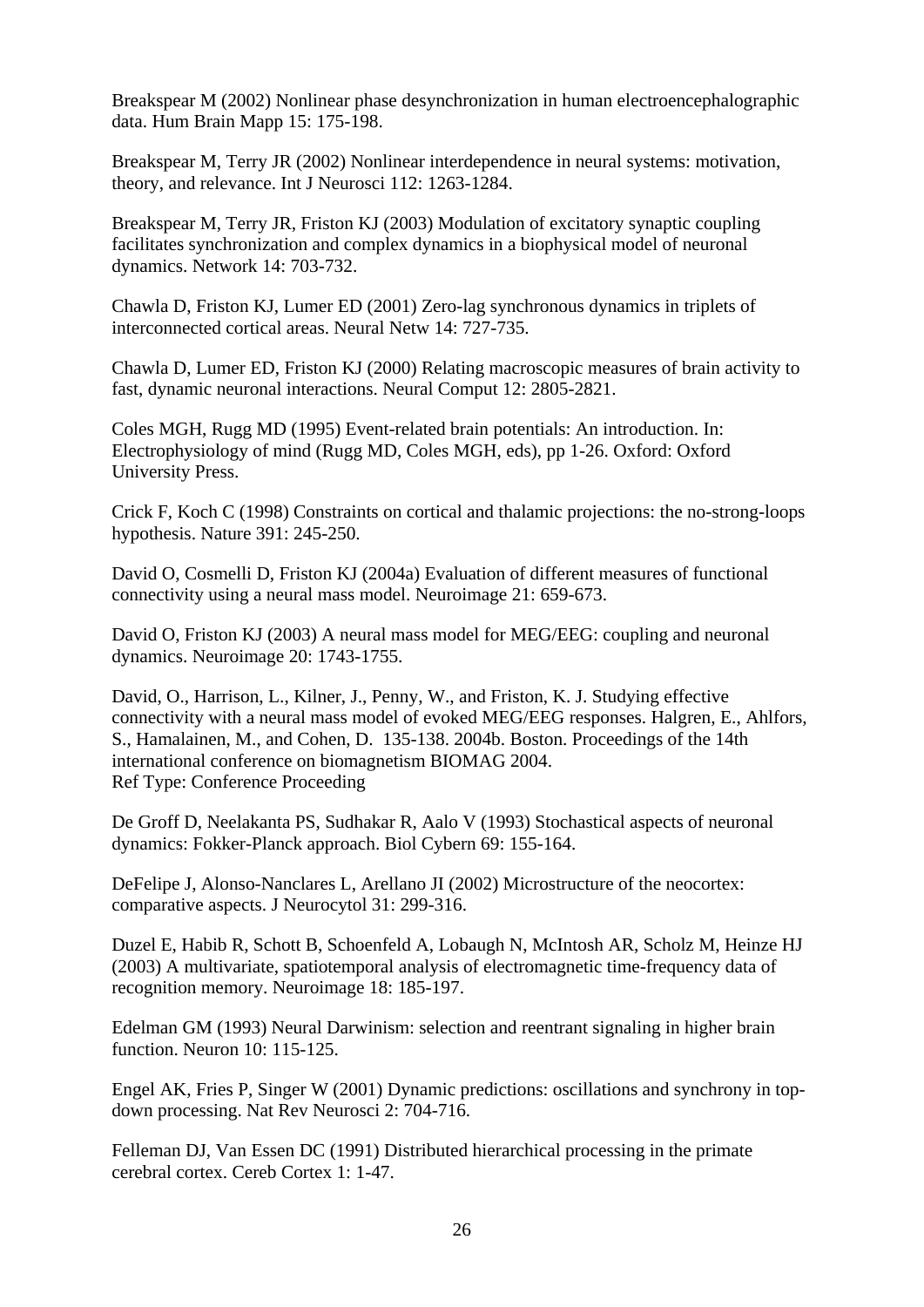Breakspear M (2002) Nonlinear phase desynchronization in human electroencephalographic data. Hum Brain Mapp 15: 175-198.

Breakspear M, Terry JR (2002) Nonlinear interdependence in neural systems: motivation, theory, and relevance. Int J Neurosci 112: 1263-1284.

Breakspear M, Terry JR, Friston KJ (2003) Modulation of excitatory synaptic coupling facilitates synchronization and complex dynamics in a biophysical model of neuronal dynamics. Network 14: 703-732.

Chawla D, Friston KJ, Lumer ED (2001) Zero-lag synchronous dynamics in triplets of interconnected cortical areas. Neural Netw 14: 727-735.

Chawla D, Lumer ED, Friston KJ (2000) Relating macroscopic measures of brain activity to fast, dynamic neuronal interactions. Neural Comput 12: 2805-2821.

Coles MGH, Rugg MD (1995) Event-related brain potentials: An introduction. In: Electrophysiology of mind (Rugg MD, Coles MGH, eds), pp 1-26. Oxford: Oxford University Press.

Crick F, Koch C (1998) Constraints on cortical and thalamic projections: the no-strong-loops hypothesis. Nature 391: 245-250.

David O, Cosmelli D, Friston KJ (2004a) Evaluation of different measures of functional connectivity using a neural mass model. Neuroimage 21: 659-673.

David O, Friston KJ (2003) A neural mass model for MEG/EEG: coupling and neuronal dynamics. Neuroimage 20: 1743-1755.

David, O., Harrison, L., Kilner, J., Penny, W., and Friston, K. J. Studying effective connectivity with a neural mass model of evoked MEG/EEG responses. Halgren, E., Ahlfors, S., Hamalainen, M., and Cohen, D. 135-138. 2004b. Boston. Proceedings of the 14th international conference on biomagnetism BIOMAG 2004.
Ref Type: Conference Proceeding

De Groff D, Neelakanta PS, Sudhakar R, Aalo V (1993) Stochastical aspects of neuronal dynamics: Fokker-Planck approach. Biol Cybern 69: 155-164.

DeFelipe J, Alonso-Nanclares L, Arellano JI (2002) Microstructure of the neocortex: comparative aspects. J Neurocytol 31: 299-316.

Duzel E, Habib R, Schott B, Schoenfeld A, Lobaugh N, McIntosh AR, Scholz M, Heinze HJ (2003) A multivariate, spatiotemporal analysis of electromagnetic time-frequency data of recognition memory. Neuroimage 18: 185-197.

Edelman GM (1993) Neural Darwinism: selection and reentrant signaling in higher brain function. Neuron 10: 115-125.

Engel AK, Fries P, Singer W (2001) Dynamic predictions: oscillations and synchrony in top-down processing. Nat Rev Neurosci 2: 704-716.

Felleman DJ, Van Essen DC (1991) Distributed hierarchical processing in the primate cerebral cortex. Cereb Cortex 1: 1-47.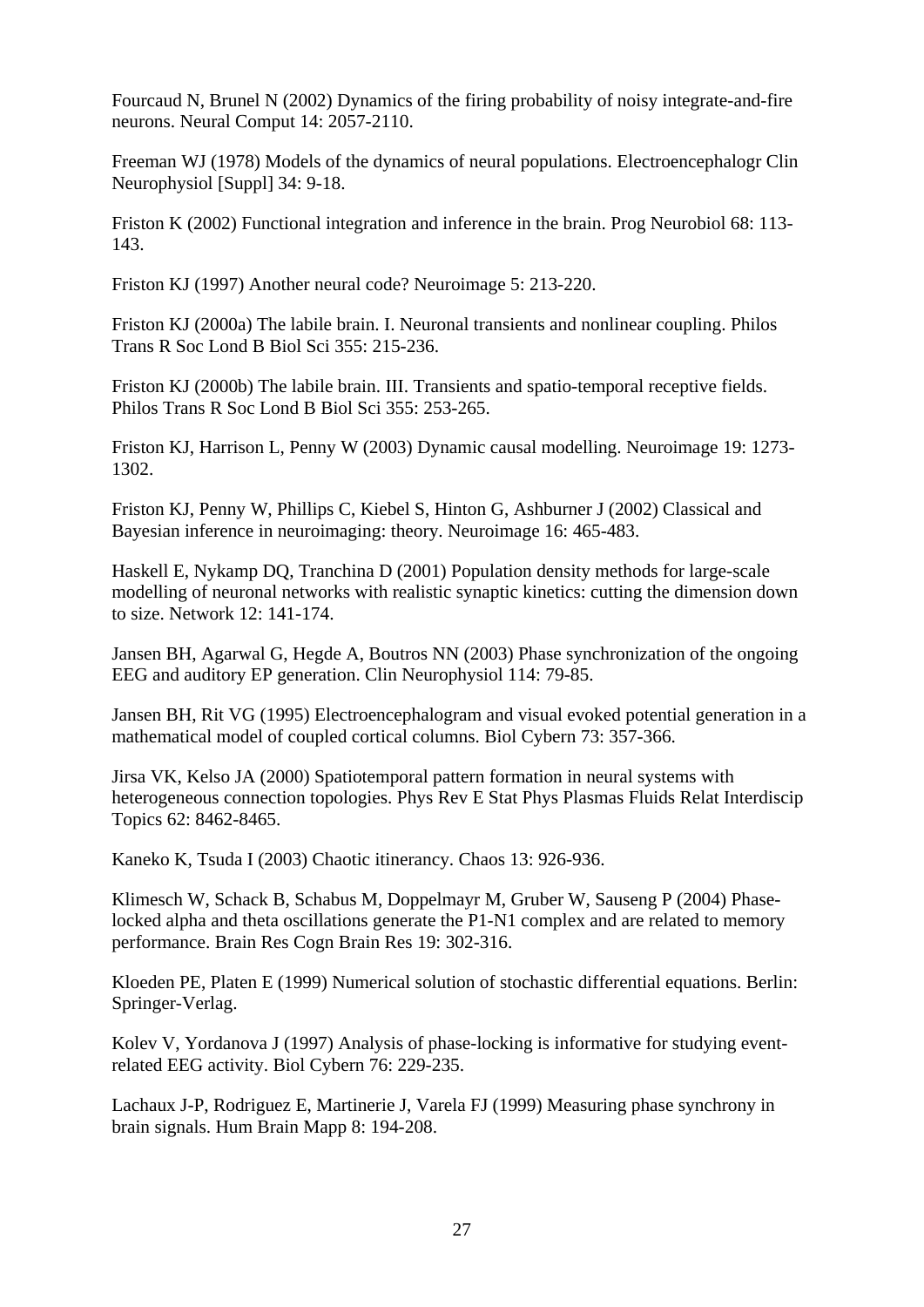Fourcaud N, Brunel N (2002) Dynamics of the firing probability of noisy integrate-and-fire neurons. Neural Comput 14: 2057-2110.

Freeman WJ (1978) Models of the dynamics of neural populations. Electroencephalogr Clin Neurophysiol [Suppl] 34: 9-18.

Friston K (2002) Functional integration and inference in the brain. Prog Neurobiol 68: 113-143.

Friston KJ (1997) Another neural code? Neuroimage 5: 213-220.

Friston KJ (2000a) The labile brain. I. Neuronal transients and nonlinear coupling. Philos Trans R Soc Lond B Biol Sci 355: 215-236.

Friston KJ (2000b) The labile brain. III. Transients and spatio-temporal receptive fields. Philos Trans R Soc Lond B Biol Sci 355: 253-265.

Friston KJ, Harrison L, Penny W (2003) Dynamic causal modelling. Neuroimage 19: 1273-1302.

Friston KJ, Penny W, Phillips C, Kiebel S, Hinton G, Ashburner J (2002) Classical and Bayesian inference in neuroimaging: theory. Neuroimage 16: 465-483.

Haskell E, Nykamp DQ, Tranchina D (2001) Population density methods for large-scale modelling of neuronal networks with realistic synaptic kinetics: cutting the dimension down to size. Network 12: 141-174.

Jansen BH, Agarwal G, Hegde A, Boutros NN (2003) Phase synchronization of the ongoing EEG and auditory EP generation. Clin Neurophysiol 114: 79-85.

Jansen BH, Rit VG (1995) Electroencephalogram and visual evoked potential generation in a mathematical model of coupled cortical columns. Biol Cybern 73: 357-366.

Jirsa VK, Kelso JA (2000) Spatiotemporal pattern formation in neural systems with heterogeneous connection topologies. Phys Rev E Stat Phys Plasmas Fluids Relat Interdiscip Topics 62: 8462-8465.

Kaneko K, Tsuda I (2003) Chaotic itinerancy. Chaos 13: 926-936.

Klimesch W, Schack B, Schabus M, Doppelmayr M, Gruber W, Sauseng P (2004) Phase-locked alpha and theta oscillations generate the P1-N1 complex and are related to memory performance. Brain Res Cogn Brain Res 19: 302-316.

Kloeden PE, Platen E (1999) Numerical solution of stochastic differential equations. Berlin: Springer-Verlag.

Kolev V, Yordanova J (1997) Analysis of phase-locking is informative for studying event-related EEG activity. Biol Cybern 76: 229-235.

Lachaux J-P, Rodriguez E, Martinerie J, Varela FJ (1999) Measuring phase synchrony in brain signals. Hum Brain Mapp 8: 194-208.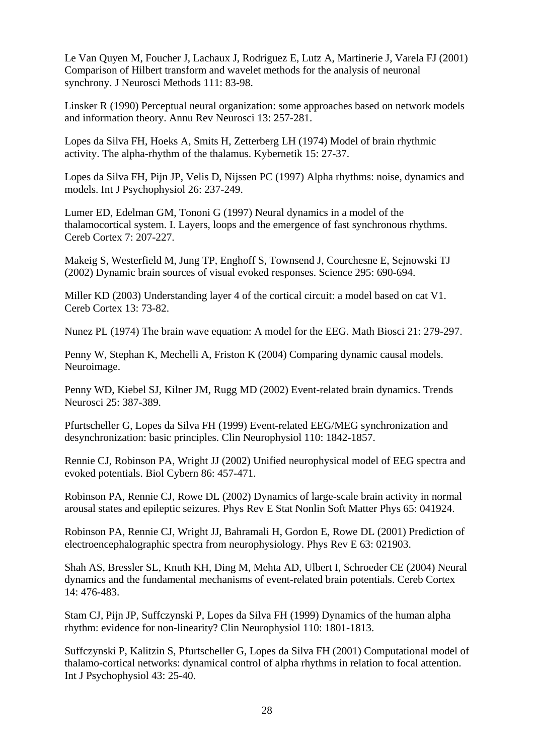Le Van Quyen M, Foucher J, Lachaux J, Rodriguez E, Lutz A, Martinerie J, Varela FJ (2001) Comparison of Hilbert transform and wavelet methods for the analysis of neuronal synchrony. J Neurosci Methods 111: 83-98.

Linsker R (1990) Perceptual neural organization: some approaches based on network models and information theory. Annu Rev Neurosci 13: 257-281.

Lopes da Silva FH, Hoeks A, Smits H, Zetterberg LH (1974) Model of brain rhythmic activity. The alpha-rhythm of the thalamus. Kybernetik 15: 27-37.

Lopes da Silva FH, Pijn JP, Velis D, Nijssen PC (1997) Alpha rhythms: noise, dynamics and models. Int J Psychophysiol 26: 237-249.

Lumer ED, Edelman GM, Tononi G (1997) Neural dynamics in a model of the thalamocortical system. I. Layers, loops and the emergence of fast synchronous rhythms. Cereb Cortex 7: 207-227.

Makeig S, Westerfield M, Jung TP, Enghoff S, Townsend J, Courchesne E, Sejnowski TJ (2002) Dynamic brain sources of visual evoked responses. Science 295: 690-694.

Miller KD (2003) Understanding layer 4 of the cortical circuit: a model based on cat V1. Cereb Cortex 13: 73-82.

Nunez PL (1974) The brain wave equation: A model for the EEG. Math Biosci 21: 279-297.

Penny W, Stephan K, Mechelli A, Friston K (2004) Comparing dynamic causal models. Neuroimage.

Penny WD, Kiebel SJ, Kilner JM, Rugg MD (2002) Event-related brain dynamics. Trends Neurosci 25: 387-389.

Pfurtscheller G, Lopes da Silva FH (1999) Event-related EEG/MEG synchronization and desynchronization: basic principles. Clin Neurophysiol 110: 1842-1857.

Rennie CJ, Robinson PA, Wright JJ (2002) Unified neurophysical model of EEG spectra and evoked potentials. Biol Cybern 86: 457-471.

Robinson PA, Rennie CJ, Rowe DL (2002) Dynamics of large-scale brain activity in normal arousal states and epileptic seizures. Phys Rev E Stat Nonlin Soft Matter Phys 65: 041924.

Robinson PA, Rennie CJ, Wright JJ, Bahramali H, Gordon E, Rowe DL (2001) Prediction of electroencephalographic spectra from neurophysiology. Phys Rev E 63: 021903.

Shah AS, Bressler SL, Knuth KH, Ding M, Mehta AD, Ulbert I, Schroeder CE (2004) Neural dynamics and the fundamental mechanisms of event-related brain potentials. Cereb Cortex 14: 476-483.

Stam CJ, Pijn JP, Suffczynski P, Lopes da Silva FH (1999) Dynamics of the human alpha rhythm: evidence for non-linearity? Clin Neurophysiol 110: 1801-1813.

Suffczynski P, Kalitzin S, Pfurtscheller G, Lopes da Silva FH (2001) Computational model of thalamo-cortical networks: dynamical control of alpha rhythms in relation to focal attention. Int J Psychophysiol 43: 25-40.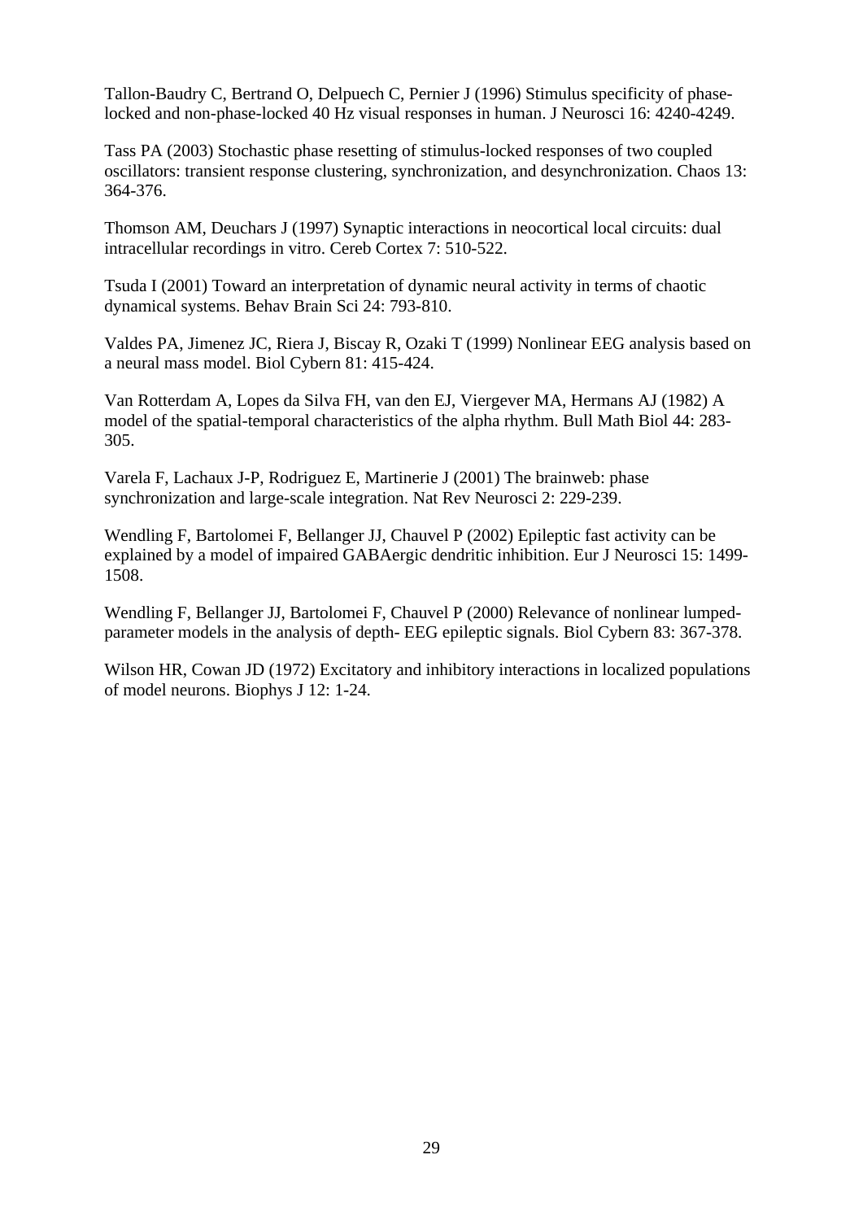Tallon-Baudry C, Bertrand O, Delpuech C, Pernier J (1996) Stimulus specificity of phase-locked and non-phase-locked 40 Hz visual responses in human. J Neurosci 16: 4240-4249.

Tass PA (2003) Stochastic phase resetting of stimulus-locked responses of two coupled oscillators: transient response clustering, synchronization, and desynchronization. Chaos 13: 364-376.

Thomson AM, Deuchars J (1997) Synaptic interactions in neocortical local circuits: dual intracellular recordings in vitro. Cereb Cortex 7: 510-522.

Tsuda I (2001) Toward an interpretation of dynamic neural activity in terms of chaotic dynamical systems. Behav Brain Sci 24: 793-810.

Valdes PA, Jimenez JC, Riera J, Biscay R, Ozaki T (1999) Nonlinear EEG analysis based on a neural mass model. Biol Cybern 81: 415-424.

Van Rotterdam A, Lopes da Silva FH, van den EJ, Viergever MA, Hermans AJ (1982) A model of the spatial-temporal characteristics of the alpha rhythm. Bull Math Biol 44: 283-305.

Varela F, Lachaux J-P, Rodriguez E, Martinerie J (2001) The brainweb: phase synchronization and large-scale integration. Nat Rev Neurosci 2: 229-239.

Wendling F, Bartolomei F, Bellanger JJ, Chauvel P (2002) Epileptic fast activity can be explained by a model of impaired GABAergic dendritic inhibition. Eur J Neurosci 15: 1499-1508.

Wendling F, Bellanger JJ, Bartolomei F, Chauvel P (2000) Relevance of nonlinear lumped-parameter models in the analysis of depth- EEG epileptic signals. Biol Cybern 83: 367-378.

Wilson HR, Cowan JD (1972) Excitatory and inhibitory interactions in localized populations of model neurons. Biophys J 12: 1-24.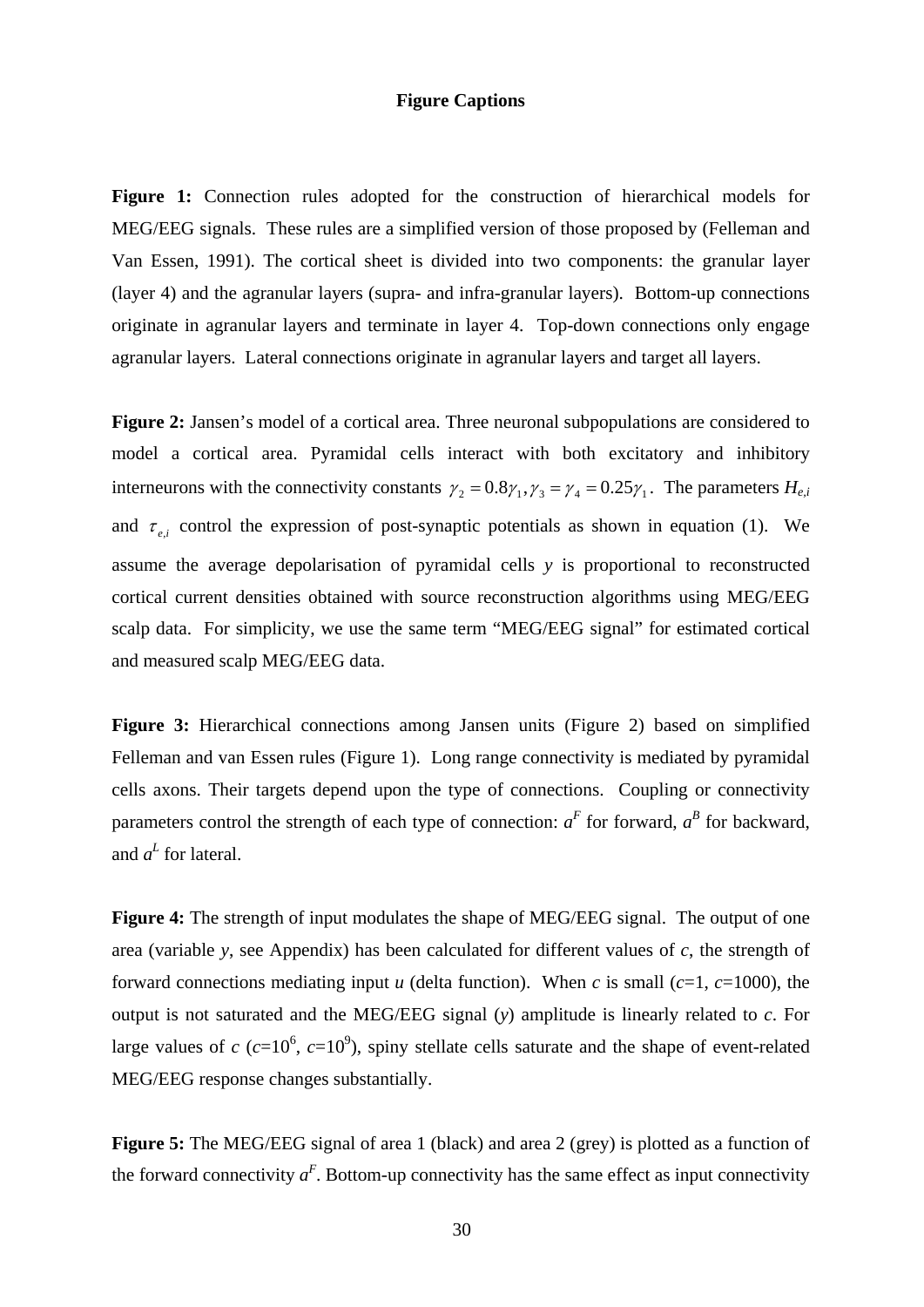## Figure Captions

**Figure 1:** Connection rules adopted for the construction of hierarchical models for MEG/EEG signals. These rules are a simplified version of those proposed by (Felleman and Van Essen, 1991). The cortical sheet is divided into two components: the granular layer (layer 4) and the agranular layers (supra- and infra-granular layers). Bottom-up connections originate in agranular layers and terminate in layer 4. Top-down connections only engage agranular layers. Lateral connections originate in agranular layers and target all layers.

**Figure 2:** Jansen's model of a cortical area. Three neuronal subpopulations are considered to model a cortical area. Pyramidal cells interact with both excitatory and inhibitory interneurons with the connectivity constants $\gamma_2 = 0.8\gamma_1, \gamma_3 = \gamma_4 = 0.25\gamma_1$. The parameters $H_{e,i}$ and $\tau_{e,i}$ control the expression of post-synaptic potentials as shown in equation (1). We assume the average depolarisation of pyramidal cells $y$ is proportional to reconstructed cortical current densities obtained with source reconstruction algorithms using MEG/EEG scalp data. For simplicity, we use the same term "MEG/EEG signal" for estimated cortical and measured scalp MEG/EEG data.

**Figure 3:** Hierarchical connections among Jansen units (Figure 2) based on simplified Felleman and van Essen rules (Figure 1). Long range connectivity is mediated by pyramidal cells axons. Their targets depend upon the type of connections. Coupling or connectivity parameters control the strength of each type of connection: $a^F$ for forward, $a^B$ for backward, and $a^L$ for lateral.

**Figure 4:** The strength of input modulates the shape of MEG/EEG signal. The output of one area (variable $y$, see Appendix) has been calculated for different values of $c$, the strength of forward connections mediating input $u$ (delta function). When $c$ is small ($c$=1, $c$=1000), the output is not saturated and the MEG/EEG signal ($y$) amplitude is linearly related to $c$. For large values of $c$ ($c=10^6$, $c=10^9$), spiny stellate cells saturate and the shape of event-related MEG/EEG response changes substantially.

**Figure 5:** The MEG/EEG signal of area 1 (black) and area 2 (grey) is plotted as a function of the forward connectivity $a^F$. Bottom-up connectivity has the same effect as input connectivity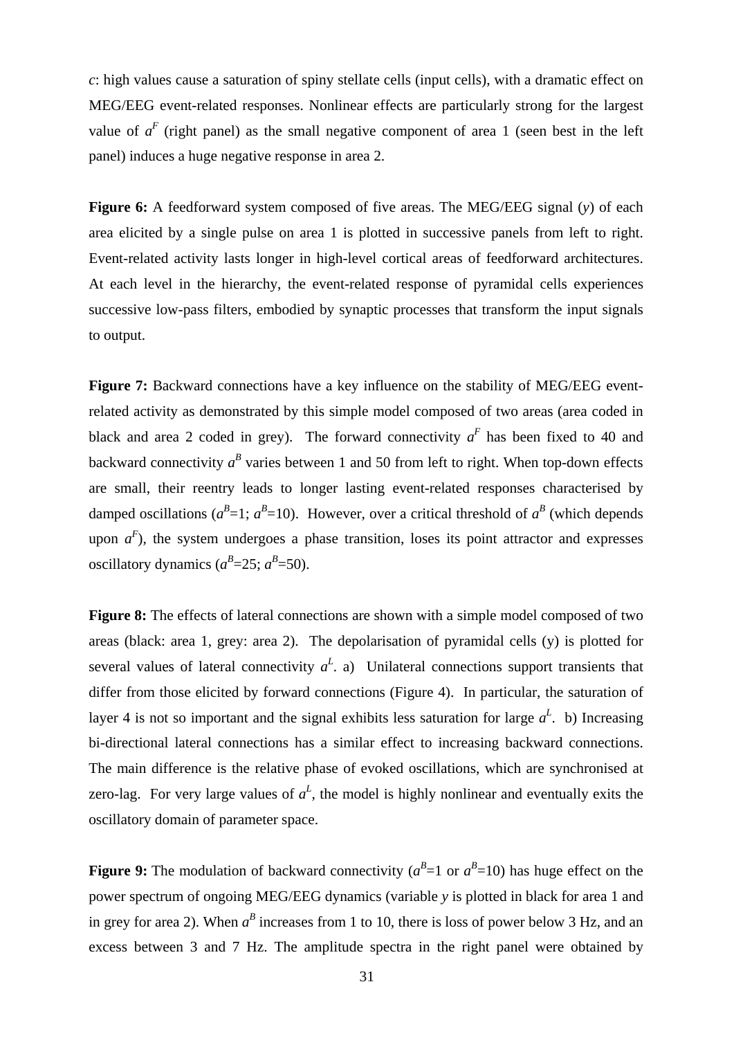$c$: high values cause a saturation of spiny stellate cells (input cells), with a dramatic effect on MEG/EEG event-related responses. Nonlinear effects are particularly strong for the largest value of $a^F$ (right panel) as the small negative component of area 1 (seen best in the left panel) induces a huge negative response in area 2.

**Figure 6:** A feedforward system composed of five areas. The MEG/EEG signal ($y$) of each area elicited by a single pulse on area 1 is plotted in successive panels from left to right. Event-related activity lasts longer in high-level cortical areas of feedforward architectures. At each level in the hierarchy, the event-related response of pyramidal cells experiences successive low-pass filters, embodied by synaptic processes that transform the input signals to output.

**Figure 7:** Backward connections have a key influence on the stability of MEG/EEG event-related activity as demonstrated by this simple model composed of two areas (area coded in black and area 2 coded in grey). The forward connectivity $a^F$ has been fixed to 40 and backward connectivity $a^B$ varies between 1 and 50 from left to right. When top-down effects are small, their reentry leads to longer lasting event-related responses characterised by damped oscillations ($a^B$=1; $a^B$=10). However, over a critical threshold of $a^B$ (which depends upon $a^F$), the system undergoes a phase transition, loses its point attractor and expresses oscillatory dynamics ($a^B$=25; $a^B$=50).

**Figure 8:** The effects of lateral connections are shown with a simple model composed of two areas (black: area 1, grey: area 2). The depolarisation of pyramidal cells (y) is plotted for several values of lateral connectivity $a^L$. a) Unilateral connections support transients that differ from those elicited by forward connections (Figure 4). In particular, the saturation of layer 4 is not so important and the signal exhibits less saturation for large $a^L$. b) Increasing bi-directional lateral connections has a similar effect to increasing backward connections. The main difference is the relative phase of evoked oscillations, which are synchronised at zero-lag. For very large values of $a^L$, the model is highly nonlinear and eventually exits the oscillatory domain of parameter space.

**Figure 9:** The modulation of backward connectivity ($a^B$=1 or $a^B$=10) has huge effect on the power spectrum of ongoing MEG/EEG dynamics (variable $y$ is plotted in black for area 1 and in grey for area 2). When $a^B$ increases from 1 to 10, there is loss of power below 3 Hz, and an excess between 3 and 7 Hz. The amplitude spectra in the right panel were obtained by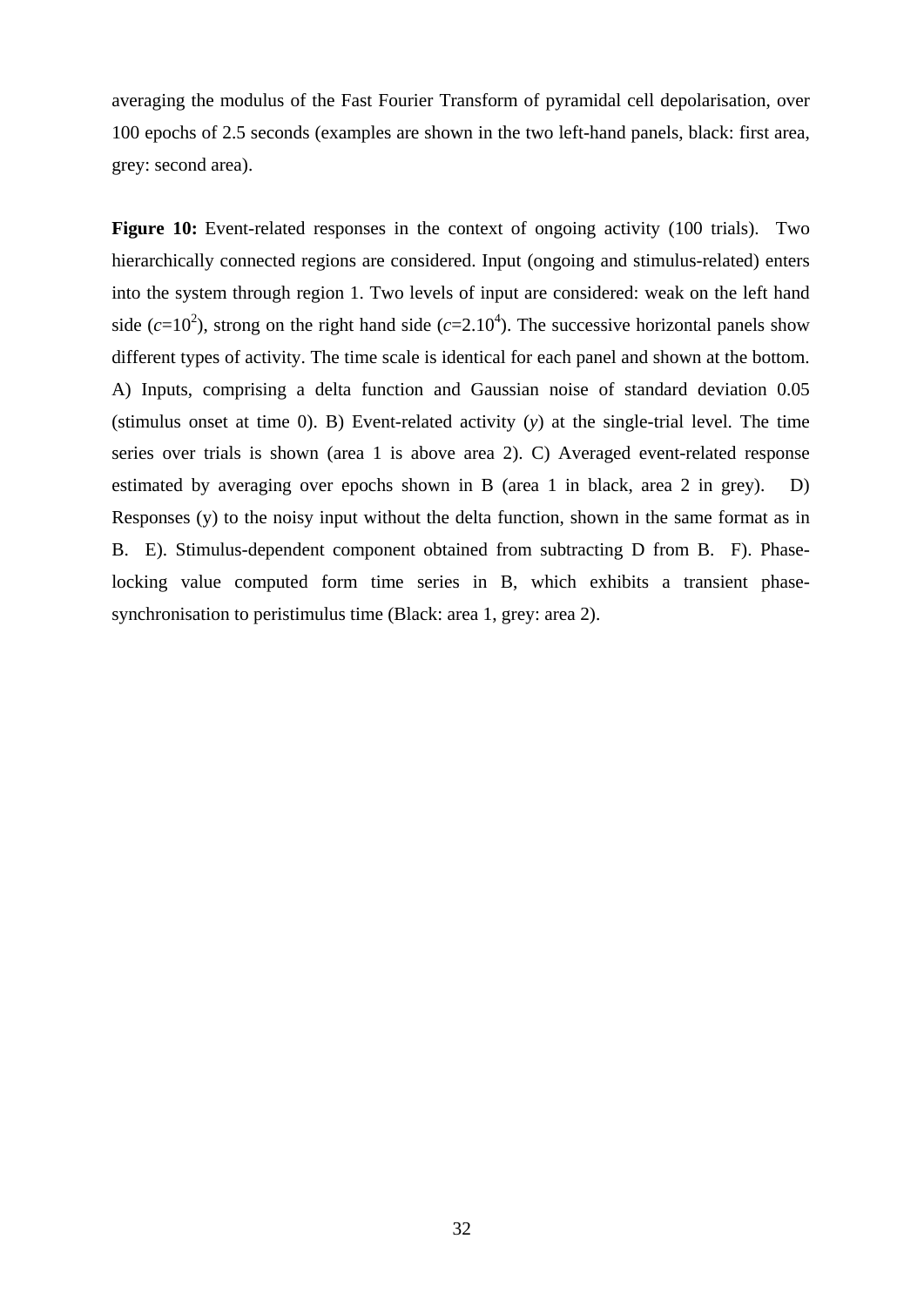averaging the modulus of the Fast Fourier Transform of pyramidal cell depolarisation, over 100 epochs of 2.5 seconds (examples are shown in the two left-hand panels, black: first area, grey: second area).

**Figure 10:** Event-related responses in the context of ongoing activity (100 trials). Two hierarchically connected regions are considered. Input (ongoing and stimulus-related) enters into the system through region 1. Two levels of input are considered: weak on the left hand side ($c=10^2$), strong on the right hand side ($c=2.10^4$). The successive horizontal panels show different types of activity. The time scale is identical for each panel and shown at the bottom. A) Inputs, comprising a delta function and Gaussian noise of standard deviation 0.05 (stimulus onset at time 0). B) Event-related activity ($y$) at the single-trial level. The time series over trials is shown (area 1 is above area 2). C) Averaged event-related response estimated by averaging over epochs shown in B (area 1 in black, area 2 in grey). D) Responses (y) to the noisy input without the delta function, shown in the same format as in B. E). Stimulus-dependent component obtained from subtracting D from B. F). Phase-locking value computed form time series in B, which exhibits a transient phase-synchronisation to peristimulus time (Black: area 1, grey: area 2).